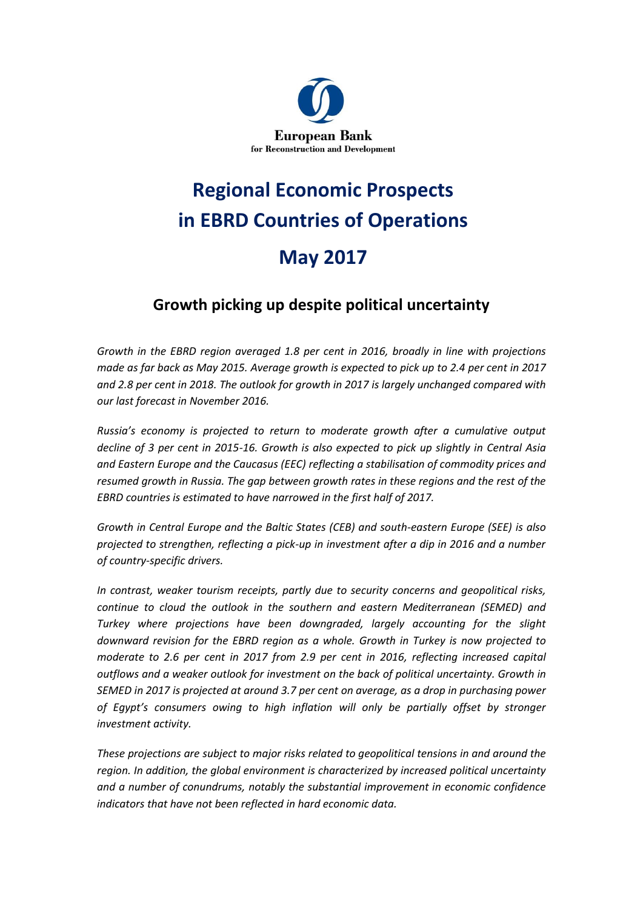European Bank
for Reconstruction and Development

# Regional Economic Prospects in EBRD Countries of Operations

# May 2017

## Growth picking up despite political uncertainty

*Growth in the EBRD region averaged 1.8 per cent in 2016, broadly in line with projections made as far back as May 2015. Average growth is expected to pick up to 2.4 per cent in 2017 and 2.8 per cent in 2018. The outlook for growth in 2017 is largely unchanged compared with our last forecast in November 2016.*

*Russia's economy is projected to return to moderate growth after a cumulative output decline of 3 per cent in 2015-16. Growth is also expected to pick up slightly in Central Asia and Eastern Europe and the Caucasus (EEC) reflecting a stabilisation of commodity prices and resumed growth in Russia. The gap between growth rates in these regions and the rest of the EBRD countries is estimated to have narrowed in the first half of 2017.*

*Growth in Central Europe and the Baltic States (CEB) and south-eastern Europe (SEE) is also projected to strengthen, reflecting a pick-up in investment after a dip in 2016 and a number of country-specific drivers.*

*In contrast, weaker tourism receipts, partly due to security concerns and geopolitical risks, continue to cloud the outlook in the southern and eastern Mediterranean (SEMED) and Turkey where projections have been downgraded, largely accounting for the slight downward revision for the EBRD region as a whole. Growth in Turkey is now projected to moderate to 2.6 per cent in 2017 from 2.9 per cent in 2016, reflecting increased capital outflows and a weaker outlook for investment on the back of political uncertainty. Growth in SEMED in 2017 is projected at around 3.7 per cent on average, as a drop in purchasing power of Egypt's consumers owing to high inflation will only be partially offset by stronger investment activity.*

*These projections are subject to major risks related to geopolitical tensions in and around the region. In addition, the global environment is characterized by increased political uncertainty and a number of conundrums, notably the substantial improvement in economic confidence indicators that have not been reflected in hard economic data.*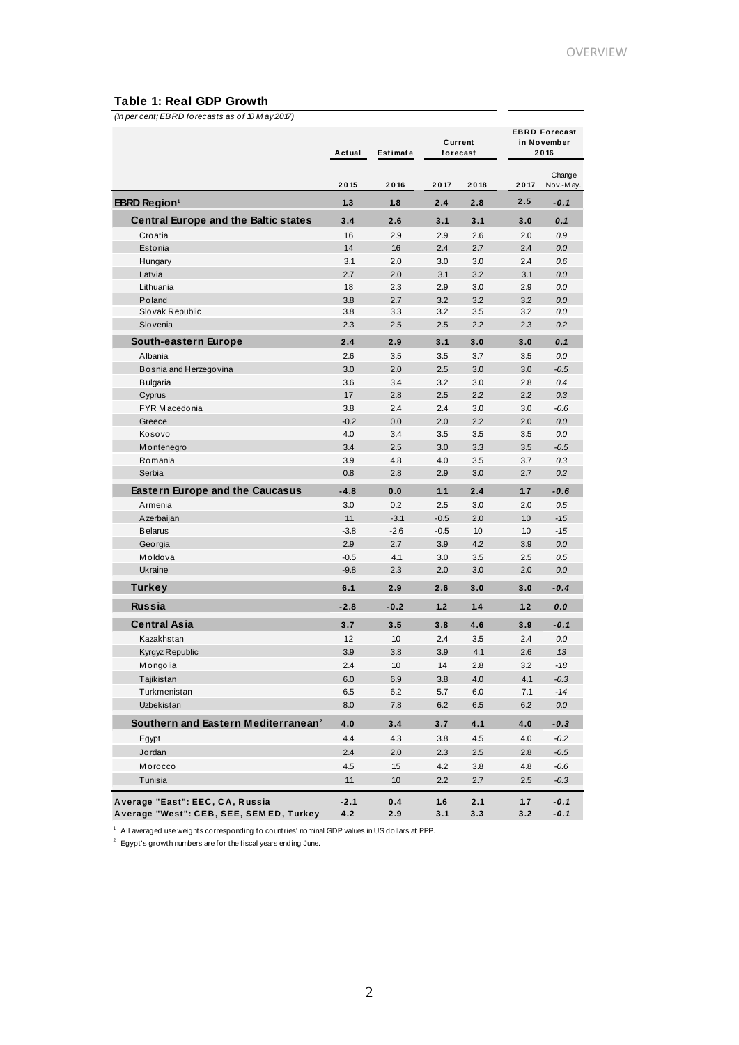**Table 1: Real GDP Growth**

*(In per cent; EBRD forecasts as of 10 May 2017)*

| | Actual | Estimate | Current forecast | | EBRD Forecast in November 2016 | |
|---|---|---|---|---|---|---|
| | 2015 | 2016 | 2017 | 2018 | 2017 | Change Nov.-May. |
| **EBRD Region**[1] | **1.3** | **1.8** | **2.4** | **2.8** | **2.5** | ***-0.1*** |
| **Central Europe and the Baltic states** | **3.4** | **2.6** | **3.1** | **3.1** | **3.0** | ***0.1*** |
| Croatia | 1.6 | 2.9 | 2.9 | 2.6 | 2.0 | *0.9* |
| Estonia | 1.4 | 1.6 | 2.4 | 2.7 | 2.4 | *0.0* |
| Hungary | 3.1 | 2.0 | 3.0 | 3.0 | 2.4 | *0.6* |
| Latvia | 2.7 | 2.0 | 3.1 | 3.2 | 3.1 | *0.0* |
| Lithuania | 1.8 | 2.3 | 2.9 | 3.0 | 2.9 | *0.0* |
| Poland | 3.8 | 2.7 | 3.2 | 3.2 | 3.2 | *0.0* |
| Slovak Republic | 3.8 | 3.3 | 3.2 | 3.5 | 3.2 | *0.0* |
| Slovenia | 2.3 | 2.5 | 2.5 | 2.2 | 2.3 | *0.2* |
| **South-eastern Europe** | **2.4** | **2.9** | **3.1** | **3.0** | **3.0** | ***0.1*** |
| Albania | 2.6 | 3.5 | 3.5 | 3.7 | 3.5 | *0.0* |
| Bosnia and Herzegovina | 3.0 | 2.0 | 2.5 | 3.0 | 3.0 | *-0.5* |
| Bulgaria | 3.6 | 3.4 | 3.2 | 3.0 | 2.8 | *0.4* |
| Cyprus | 1.7 | 2.8 | 2.5 | 2.2 | 2.2 | *0.3* |
| FYR Macedonia | 3.8 | 2.4 | 2.4 | 3.0 | 3.0 | *-0.6* |
| Greece | -0.2 | 0.0 | 2.0 | 2.2 | 2.0 | *0.0* |
| Kosovo | 4.0 | 3.4 | 3.5 | 3.5 | 3.5 | *0.0* |
| Montenegro | 3.4 | 2.5 | 3.0 | 3.3 | 3.5 | *-0.5* |
| Romania | 3.9 | 4.8 | 4.0 | 3.5 | 3.7 | *0.3* |
| Serbia | 0.8 | 2.8 | 2.9 | 3.0 | 2.7 | *0.2* |
| **Eastern Europe and the Caucasus** | **-4.8** | **0.0** | **1.1** | **2.4** | **1.7** | ***-0.6*** |
| Armenia | 3.0 | 0.2 | 2.5 | 3.0 | 2.0 | *0.5* |
| Azerbaijan | 1.1 | -3.1 | -0.5 | 2.0 | 1.0 | *-1.5* |
| Belarus | -3.8 | -2.6 | -0.5 | 1.0 | 1.0 | *-1.5* |
| Georgia | 2.9 | 2.7 | 3.9 | 4.2 | 3.9 | *0.0* |
| Moldova | -0.5 | 4.1 | 3.0 | 3.5 | 2.5 | *0.5* |
| Ukraine | -9.8 | 2.3 | 2.0 | 3.0 | 2.0 | *0.0* |
| **Turkey** | **6.1** | **2.9** | **2.6** | **3.0** | **3.0** | ***-0.4*** |
| **Russia** | **-2.8** | **-0.2** | **1.2** | **1.4** | **1.2** | ***0.0*** |
| **Central Asia** | **3.7** | **3.5** | **3.8** | **4.6** | **3.9** | ***-0.1*** |
| Kazakhstan | 1.2 | 1.0 | 2.4 | 3.5 | 2.4 | *0.0* |
| Kyrgyz Republic | 3.9 | 3.8 | 3.9 | 4.1 | 2.6 | *1.3* |
| Mongolia | 2.4 | 1.0 | 1.4 | 2.8 | 3.2 | *-1.8* |
| Tajikistan | 6.0 | 6.9 | 3.8 | 4.0 | 4.1 | *-0.3* |
| Turkmenistan | 6.5 | 6.2 | 5.7 | 6.0 | 7.1 | *-1.4* |
| Uzbekistan | 8.0 | 7.8 | 6.2 | 6.5 | 6.2 | *0.0* |
| **Southern and Eastern Mediterranean**[2] | **4.0** | **3.4** | **3.7** | **4.1** | **4.0** | ***-0.3*** |
| Egypt | 4.4 | 4.3 | 3.8 | 4.5 | 4.0 | *-0.2* |
| Jordan | 2.4 | 2.0 | 2.3 | 2.5 | 2.8 | *-0.5* |
| Morocco | 4.5 | 1.5 | 4.2 | 3.8 | 4.8 | *-0.6* |
| Tunisia | 1.1 | 1.0 | 2.2 | 2.7 | 2.5 | *-0.3* |
| **Average "East": EEC, CA, Russia** | **-2.1** | **0.4** | **1.6** | **2.1** | **1.7** | ***-0.1*** |
| **Average "West": CEB, SEE, SEMED, Turkey** | **4.2** | **2.9** | **3.1** | **3.3** | **3.2** | ***-0.1*** |

[1] All averaged use weights corresponding to countries' nominal GDP values in US dollars at PPP.

[2] Egypt's growth numbers are for the fiscal years ending June.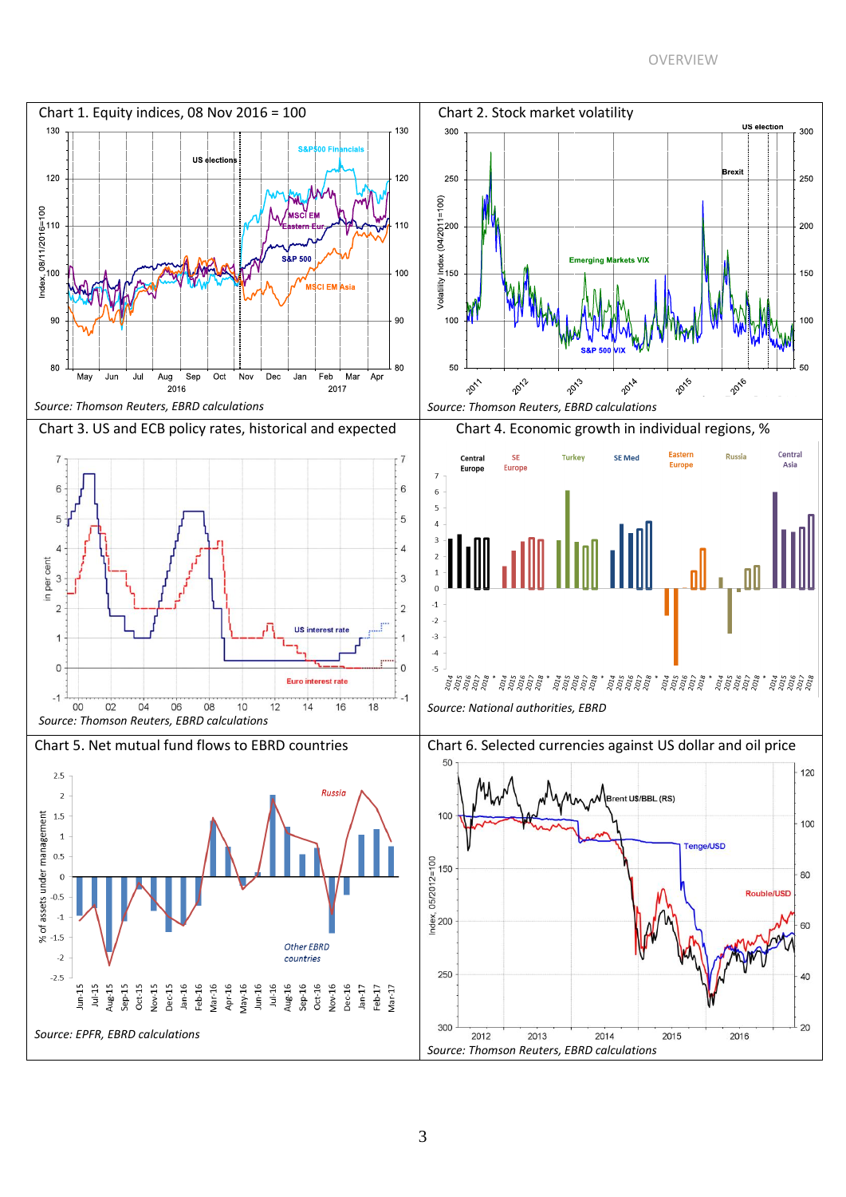Chart 1. Equity indices, 08 Nov 2016 = 100

*Source: Thomson Reuters, EBRD calculations*

Chart 2. Stock market volatility

*Source: Thomson Reuters, EBRD calculations*

Chart 3. US and ECB policy rates, historical and expected

*Source: Thomson Reuters, EBRD calculations*

Chart 4. Economic growth in individual regions, %

*Source: National authorities, EBRD*

Chart 5. Net mutual fund flows to EBRD countries

*Source: EPFR, EBRD calculations*

Chart 6. Selected currencies against US dollar and oil price

*Source: Thomson Reuters, EBRD calculations*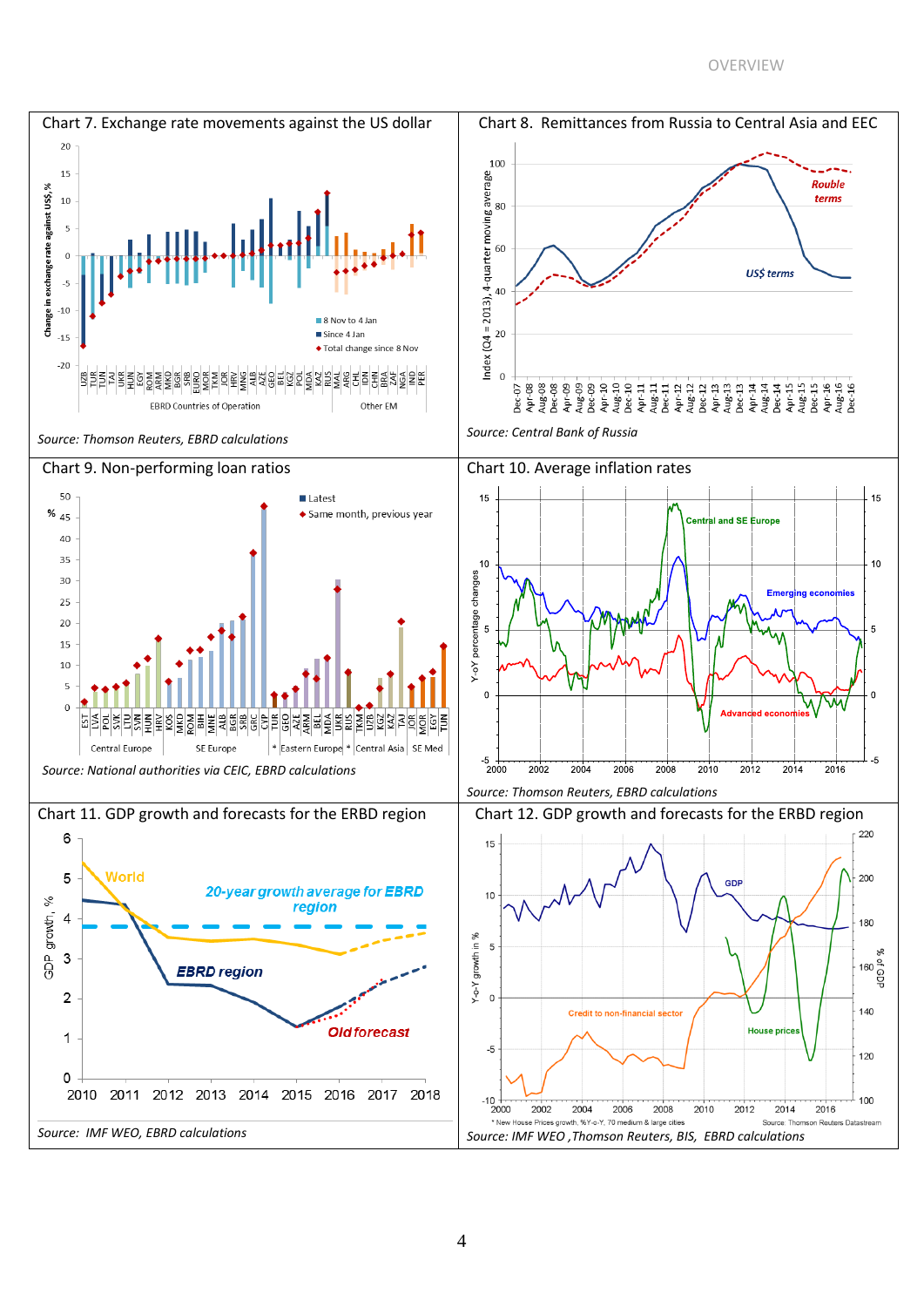Chart 7. Exchange rate movements against the US dollar

Source: Thomson Reuters, EBRD calculations

Chart 8. Remittances from Russia to Central Asia and EEC

Source: Central Bank of Russia

Chart 9. Non-performing loan ratios

Source: National authorities via CEIC, EBRD calculations

Chart 10. Average inflation rates

Source: Thomson Reuters, EBRD calculations

Chart 11. GDP growth and forecasts for the ERBD region

Source: IMF WEO, EBRD calculations

Chart 12. GDP growth and forecasts for the ERBD region

Source: IMF WEO ,Thomson Reuters, BIS, EBRD calculations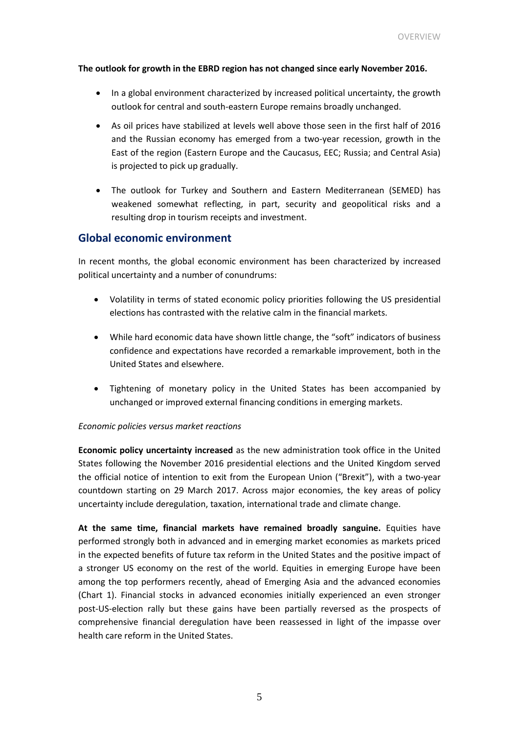**The outlook for growth in the EBRD region has not changed since early November 2016.**

- In a global environment characterized by increased political uncertainty, the growth outlook for central and south-eastern Europe remains broadly unchanged.
- As oil prices have stabilized at levels well above those seen in the first half of 2016 and the Russian economy has emerged from a two-year recession, growth in the East of the region (Eastern Europe and the Caucasus, EEC; Russia; and Central Asia) is projected to pick up gradually.
- The outlook for Turkey and Southern and Eastern Mediterranean (SEMED) has weakened somewhat reflecting, in part, security and geopolitical risks and a resulting drop in tourism receipts and investment.

## Global economic environment

In recent months, the global economic environment has been characterized by increased political uncertainty and a number of conundrums:

- Volatility in terms of stated economic policy priorities following the US presidential elections has contrasted with the relative calm in the financial markets.
- While hard economic data have shown little change, the "soft" indicators of business confidence and expectations have recorded a remarkable improvement, both in the United States and elsewhere.
- Tightening of monetary policy in the United States has been accompanied by unchanged or improved external financing conditions in emerging markets.

*Economic policies versus market reactions*

**Economic policy uncertainty increased** as the new administration took office in the United States following the November 2016 presidential elections and the United Kingdom served the official notice of intention to exit from the European Union ("Brexit"), with a two-year countdown starting on 29 March 2017. Across major economies, the key areas of policy uncertainty include deregulation, taxation, international trade and climate change.

**At the same time, financial markets have remained broadly sanguine.** Equities have performed strongly both in advanced and in emerging market economies as markets priced in the expected benefits of future tax reform in the United States and the positive impact of a stronger US economy on the rest of the world. Equities in emerging Europe have been among the top performers recently, ahead of Emerging Asia and the advanced economies (Chart 1). Financial stocks in advanced economies initially experienced an even stronger post-US-election rally but these gains have been partially reversed as the prospects of comprehensive financial deregulation have been reassessed in light of the impasse over health care reform in the United States.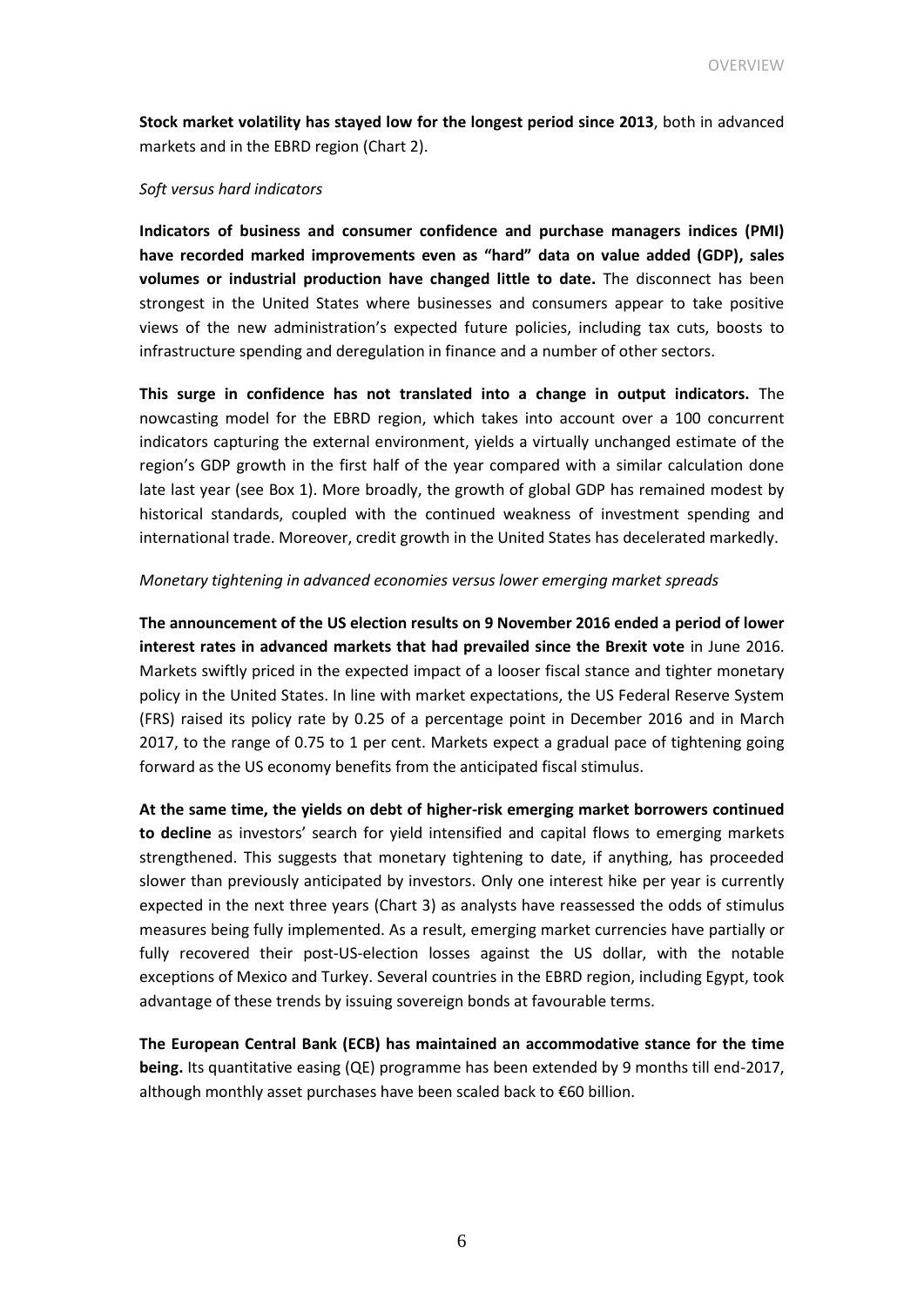**Stock market volatility has stayed low for the longest period since 2013**, both in advanced markets and in the EBRD region (Chart 2).

*Soft versus hard indicators*

**Indicators of business and consumer confidence and purchase managers indices (PMI) have recorded marked improvements even as "hard" data on value added (GDP), sales volumes or industrial production have changed little to date.** The disconnect has been strongest in the United States where businesses and consumers appear to take positive views of the new administration's expected future policies, including tax cuts, boosts to infrastructure spending and deregulation in finance and a number of other sectors.

**This surge in confidence has not translated into a change in output indicators.** The nowcasting model for the EBRD region, which takes into account over a 100 concurrent indicators capturing the external environment, yields a virtually unchanged estimate of the region's GDP growth in the first half of the year compared with a similar calculation done late last year (see Box 1). More broadly, the growth of global GDP has remained modest by historical standards, coupled with the continued weakness of investment spending and international trade. Moreover, credit growth in the United States has decelerated markedly.

*Monetary tightening in advanced economies versus lower emerging market spreads*

**The announcement of the US election results on 9 November 2016 ended a period of lower interest rates in advanced markets that had prevailed since the Brexit vote** in June 2016. Markets swiftly priced in the expected impact of a looser fiscal stance and tighter monetary policy in the United States. In line with market expectations, the US Federal Reserve System (FRS) raised its policy rate by 0.25 of a percentage point in December 2016 and in March 2017, to the range of 0.75 to 1 per cent. Markets expect a gradual pace of tightening going forward as the US economy benefits from the anticipated fiscal stimulus.

**At the same time, the yields on debt of higher-risk emerging market borrowers continued to decline** as investors' search for yield intensified and capital flows to emerging markets strengthened. This suggests that monetary tightening to date, if anything, has proceeded slower than previously anticipated by investors. Only one interest hike per year is currently expected in the next three years (Chart 3) as analysts have reassessed the odds of stimulus measures being fully implemented. As a result, emerging market currencies have partially or fully recovered their post-US-election losses against the US dollar, with the notable exceptions of Mexico and Turkey. Several countries in the EBRD region, including Egypt, took advantage of these trends by issuing sovereign bonds at favourable terms.

**The European Central Bank (ECB) has maintained an accommodative stance for the time being.** Its quantitative easing (QE) programme has been extended by 9 months till end-2017, although monthly asset purchases have been scaled back to €60 billion.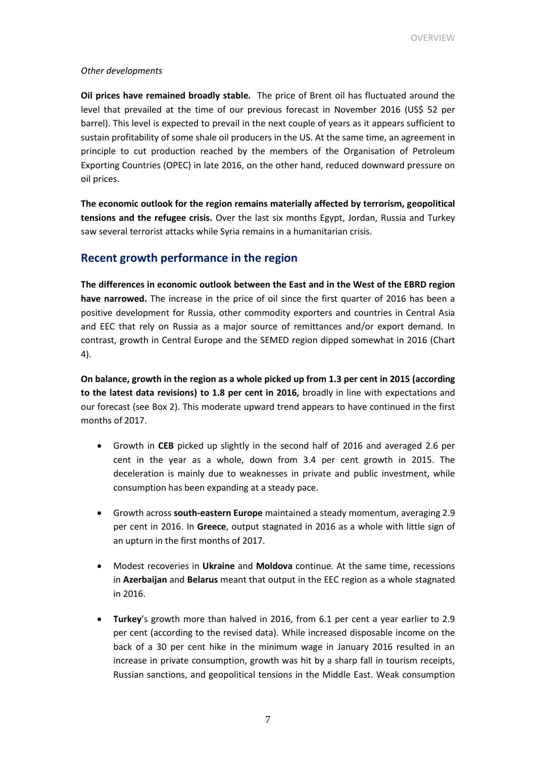*Other developments*

**Oil prices have remained broadly stable.** The price of Brent oil has fluctuated around the level that prevailed at the time of our previous forecast in November 2016 (US$ 52 per barrel). This level is expected to prevail in the next couple of years as it appears sufficient to sustain profitability of some shale oil producers in the US. At the same time, an agreement in principle to cut production reached by the members of the Organisation of Petroleum Exporting Countries (OPEC) in late 2016, on the other hand, reduced downward pressure on oil prices.

**The economic outlook for the region remains materially affected by terrorism, geopolitical tensions and the refugee crisis.** Over the last six months Egypt, Jordan, Russia and Turkey saw several terrorist attacks while Syria remains in a humanitarian crisis.

## Recent growth performance in the region

**The differences in economic outlook between the East and in the West of the EBRD region have narrowed.** The increase in the price of oil since the first quarter of 2016 has been a positive development for Russia, other commodity exporters and countries in Central Asia and EEC that rely on Russia as a major source of remittances and/or export demand. In contrast, growth in Central Europe and the SEMED region dipped somewhat in 2016 (Chart 4).

**On balance, growth in the region as a whole picked up from 1.3 per cent in 2015 (according to the latest data revisions) to 1.8 per cent in 2016,** broadly in line with expectations and our forecast (see Box 2). This moderate upward trend appears to have continued in the first months of 2017.

- Growth in **CEB** picked up slightly in the second half of 2016 and averaged 2.6 per cent in the year as a whole, down from 3.4 per cent growth in 2015. The deceleration is mainly due to weaknesses in private and public investment, while consumption has been expanding at a steady pace.
- Growth across **south-eastern Europe** maintained a steady momentum, averaging 2.9 per cent in 2016. In **Greece**, output stagnated in 2016 as a whole with little sign of an upturn in the first months of 2017.
- Modest recoveries in **Ukraine** and **Moldova** continue. At the same time, recessions in **Azerbaijan** and **Belarus** meant that output in the EEC region as a whole stagnated in 2016.
- **Turkey**'s growth more than halved in 2016, from 6.1 per cent a year earlier to 2.9 per cent (according to the revised data). While increased disposable income on the back of a 30 per cent hike in the minimum wage in January 2016 resulted in an increase in private consumption, growth was hit by a sharp fall in tourism receipts, Russian sanctions, and geopolitical tensions in the Middle East. Weak consumption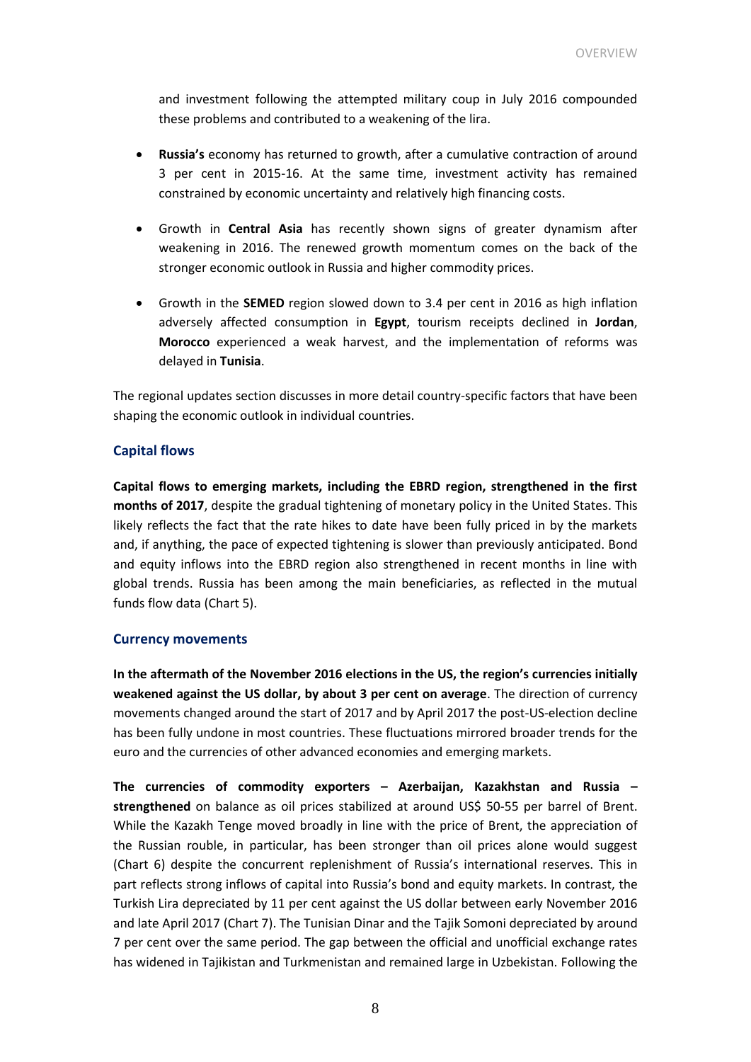and investment following the attempted military coup in July 2016 compounded these problems and contributed to a weakening of the lira.

- **Russia's** economy has returned to growth, after a cumulative contraction of around 3 per cent in 2015-16. At the same time, investment activity has remained constrained by economic uncertainty and relatively high financing costs.

- Growth in **Central Asia** has recently shown signs of greater dynamism after weakening in 2016. The renewed growth momentum comes on the back of the stronger economic outlook in Russia and higher commodity prices.

- Growth in the **SEMED** region slowed down to 3.4 per cent in 2016 as high inflation adversely affected consumption in **Egypt**, tourism receipts declined in **Jordan**, **Morocco** experienced a weak harvest, and the implementation of reforms was delayed in **Tunisia**.

The regional updates section discusses in more detail country-specific factors that have been shaping the economic outlook in individual countries.

### Capital flows

**Capital flows to emerging markets, including the EBRD region, strengthened in the first months of 2017**, despite the gradual tightening of monetary policy in the United States. This likely reflects the fact that the rate hikes to date have been fully priced in by the markets and, if anything, the pace of expected tightening is slower than previously anticipated. Bond and equity inflows into the EBRD region also strengthened in recent months in line with global trends. Russia has been among the main beneficiaries, as reflected in the mutual funds flow data (Chart 5).

### Currency movements

**In the aftermath of the November 2016 elections in the US, the region's currencies initially weakened against the US dollar, by about 3 per cent on average**. The direction of currency movements changed around the start of 2017 and by April 2017 the post-US-election decline has been fully undone in most countries. These fluctuations mirrored broader trends for the euro and the currencies of other advanced economies and emerging markets.

**The currencies of commodity exporters – Azerbaijan, Kazakhstan and Russia – strengthened** on balance as oil prices stabilized at around US$ 50-55 per barrel of Brent. While the Kazakh Tenge moved broadly in line with the price of Brent, the appreciation of the Russian rouble, in particular, has been stronger than oil prices alone would suggest (Chart 6) despite the concurrent replenishment of Russia's international reserves. This in part reflects strong inflows of capital into Russia's bond and equity markets. In contrast, the Turkish Lira depreciated by 11 per cent against the US dollar between early November 2016 and late April 2017 (Chart 7). The Tunisian Dinar and the Tajik Somoni depreciated by around 7 per cent over the same period. The gap between the official and unofficial exchange rates has widened in Tajikistan and Turkmenistan and remained large in Uzbekistan. Following the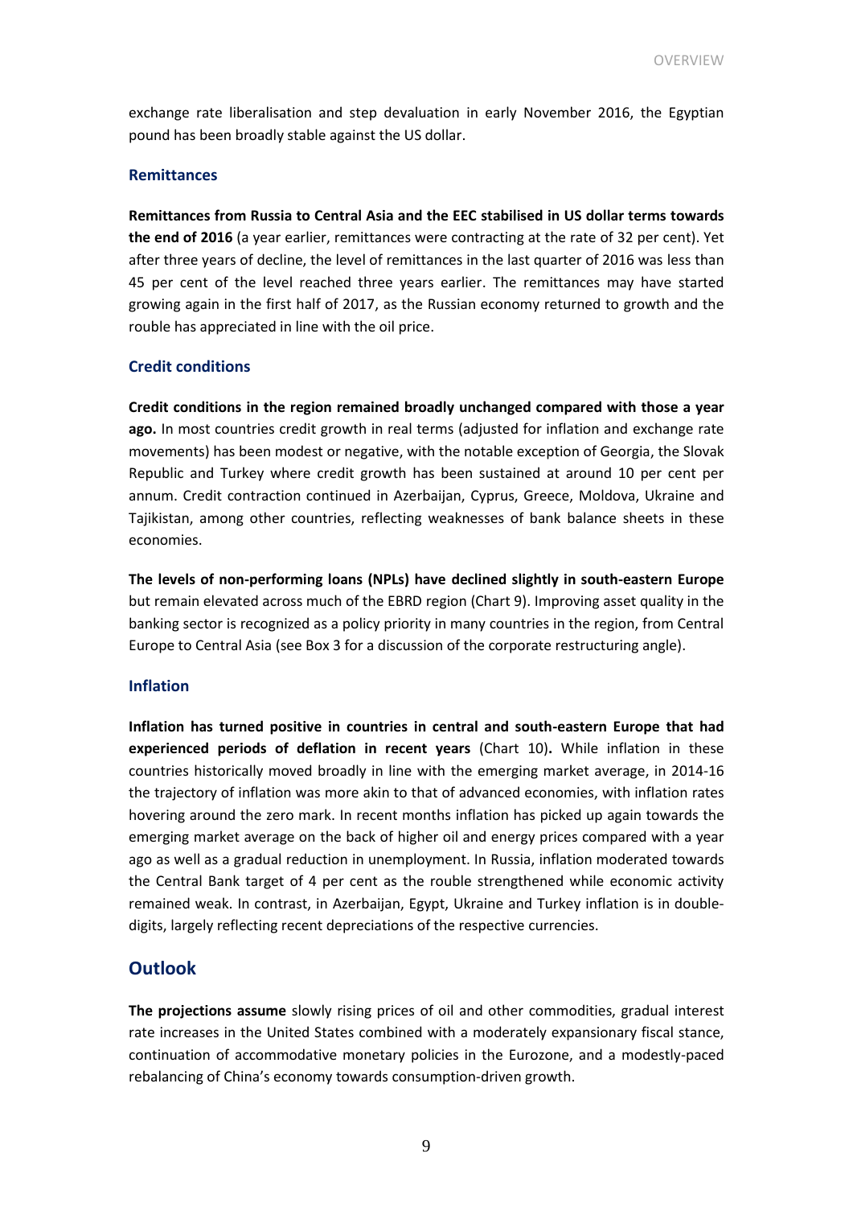exchange rate liberalisation and step devaluation in early November 2016, the Egyptian pound has been broadly stable against the US dollar.

### Remittances

**Remittances from Russia to Central Asia and the EEC stabilised in US dollar terms towards the end of 2016** (a year earlier, remittances were contracting at the rate of 32 per cent). Yet after three years of decline, the level of remittances in the last quarter of 2016 was less than 45 per cent of the level reached three years earlier. The remittances may have started growing again in the first half of 2017, as the Russian economy returned to growth and the rouble has appreciated in line with the oil price.

### Credit conditions

**Credit conditions in the region remained broadly unchanged compared with those a year ago.** In most countries credit growth in real terms (adjusted for inflation and exchange rate movements) has been modest or negative, with the notable exception of Georgia, the Slovak Republic and Turkey where credit growth has been sustained at around 10 per cent per annum. Credit contraction continued in Azerbaijan, Cyprus, Greece, Moldova, Ukraine and Tajikistan, among other countries, reflecting weaknesses of bank balance sheets in these economies.

**The levels of non-performing loans (NPLs) have declined slightly in south-eastern Europe** but remain elevated across much of the EBRD region (Chart 9). Improving asset quality in the banking sector is recognized as a policy priority in many countries in the region, from Central Europe to Central Asia (see Box 3 for a discussion of the corporate restructuring angle).

### Inflation

**Inflation has turned positive in countries in central and south-eastern Europe that had experienced periods of deflation in recent years** (Chart 10)**.** While inflation in these countries historically moved broadly in line with the emerging market average, in 2014-16 the trajectory of inflation was more akin to that of advanced economies, with inflation rates hovering around the zero mark. In recent months inflation has picked up again towards the emerging market average on the back of higher oil and energy prices compared with a year ago as well as a gradual reduction in unemployment. In Russia, inflation moderated towards the Central Bank target of 4 per cent as the rouble strengthened while economic activity remained weak. In contrast, in Azerbaijan, Egypt, Ukraine and Turkey inflation is in double-digits, largely reflecting recent depreciations of the respective currencies.

## Outlook

**The projections assume** slowly rising prices of oil and other commodities, gradual interest rate increases in the United States combined with a moderately expansionary fiscal stance, continuation of accommodative monetary policies in the Eurozone, and a modestly-paced rebalancing of China's economy towards consumption-driven growth.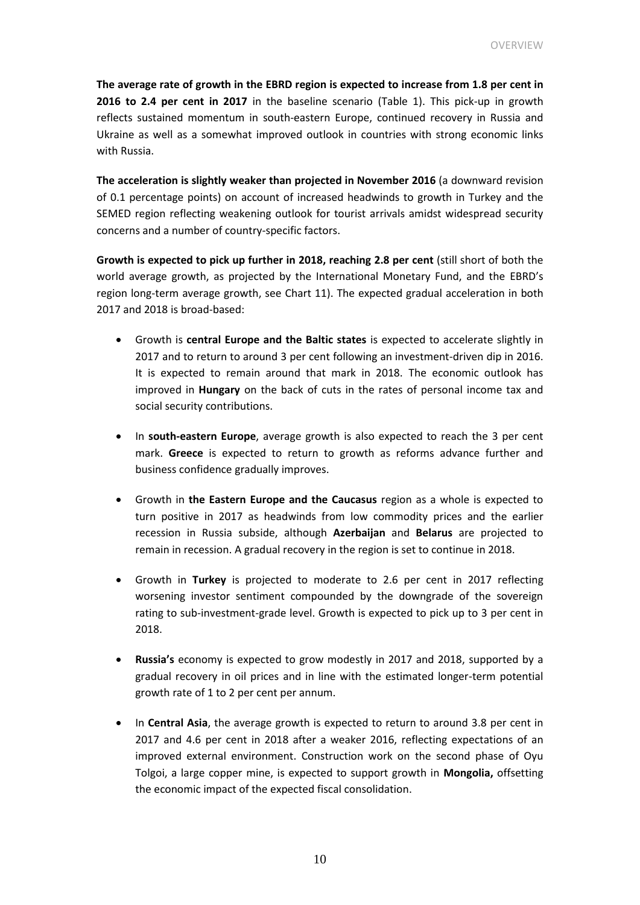**The average rate of growth in the EBRD region is expected to increase from 1.8 per cent in 2016 to 2.4 per cent in 2017** in the baseline scenario (Table 1). This pick-up in growth reflects sustained momentum in south-eastern Europe, continued recovery in Russia and Ukraine as well as a somewhat improved outlook in countries with strong economic links with Russia.

**The acceleration is slightly weaker than projected in November 2016** (a downward revision of 0.1 percentage points) on account of increased headwinds to growth in Turkey and the SEMED region reflecting weakening outlook for tourist arrivals amidst widespread security concerns and a number of country-specific factors.

**Growth is expected to pick up further in 2018, reaching 2.8 per cent** (still short of both the world average growth, as projected by the International Monetary Fund, and the EBRD's region long-term average growth, see Chart 11). The expected gradual acceleration in both 2017 and 2018 is broad-based:

- Growth is **central Europe and the Baltic states** is expected to accelerate slightly in 2017 and to return to around 3 per cent following an investment-driven dip in 2016. It is expected to remain around that mark in 2018. The economic outlook has improved in **Hungary** on the back of cuts in the rates of personal income tax and social security contributions.

- In **south-eastern Europe**, average growth is also expected to reach the 3 per cent mark. **Greece** is expected to return to growth as reforms advance further and business confidence gradually improves.

- Growth in **the Eastern Europe and the Caucasus** region as a whole is expected to turn positive in 2017 as headwinds from low commodity prices and the earlier recession in Russia subside, although **Azerbaijan** and **Belarus** are projected to remain in recession. A gradual recovery in the region is set to continue in 2018.

- Growth in **Turkey** is projected to moderate to 2.6 per cent in 2017 reflecting worsening investor sentiment compounded by the downgrade of the sovereign rating to sub-investment-grade level. Growth is expected to pick up to 3 per cent in 2018.

- **Russia's** economy is expected to grow modestly in 2017 and 2018, supported by a gradual recovery in oil prices and in line with the estimated longer-term potential growth rate of 1 to 2 per cent per annum.

- In **Central Asia**, the average growth is expected to return to around 3.8 per cent in 2017 and 4.6 per cent in 2018 after a weaker 2016, reflecting expectations of an improved external environment. Construction work on the second phase of Oyu Tolgoi, a large copper mine, is expected to support growth in **Mongolia,** offsetting the economic impact of the expected fiscal consolidation.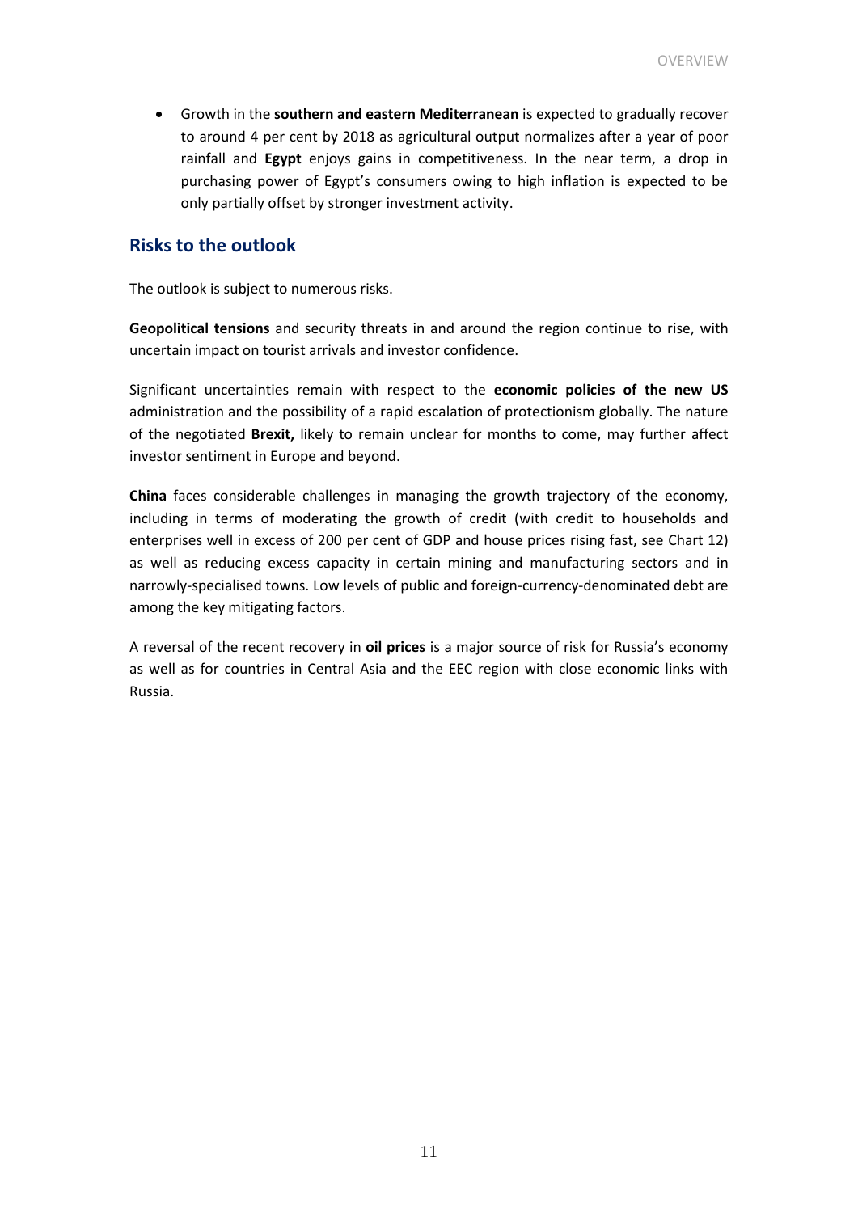- Growth in the **southern and eastern Mediterranean** is expected to gradually recover to around 4 per cent by 2018 as agricultural output normalizes after a year of poor rainfall and **Egypt** enjoys gains in competitiveness. In the near term, a drop in purchasing power of Egypt's consumers owing to high inflation is expected to be only partially offset by stronger investment activity.

## Risks to the outlook

The outlook is subject to numerous risks.

**Geopolitical tensions** and security threats in and around the region continue to rise, with uncertain impact on tourist arrivals and investor confidence.

Significant uncertainties remain with respect to the **economic policies of the new US** administration and the possibility of a rapid escalation of protectionism globally. The nature of the negotiated **Brexit,** likely to remain unclear for months to come, may further affect investor sentiment in Europe and beyond.

**China** faces considerable challenges in managing the growth trajectory of the economy, including in terms of moderating the growth of credit (with credit to households and enterprises well in excess of 200 per cent of GDP and house prices rising fast, see Chart 12) as well as reducing excess capacity in certain mining and manufacturing sectors and in narrowly-specialised towns. Low levels of public and foreign-currency-denominated debt are among the key mitigating factors.

A reversal of the recent recovery in **oil prices** is a major source of risk for Russia's economy as well as for countries in Central Asia and the EEC region with close economic links with Russia.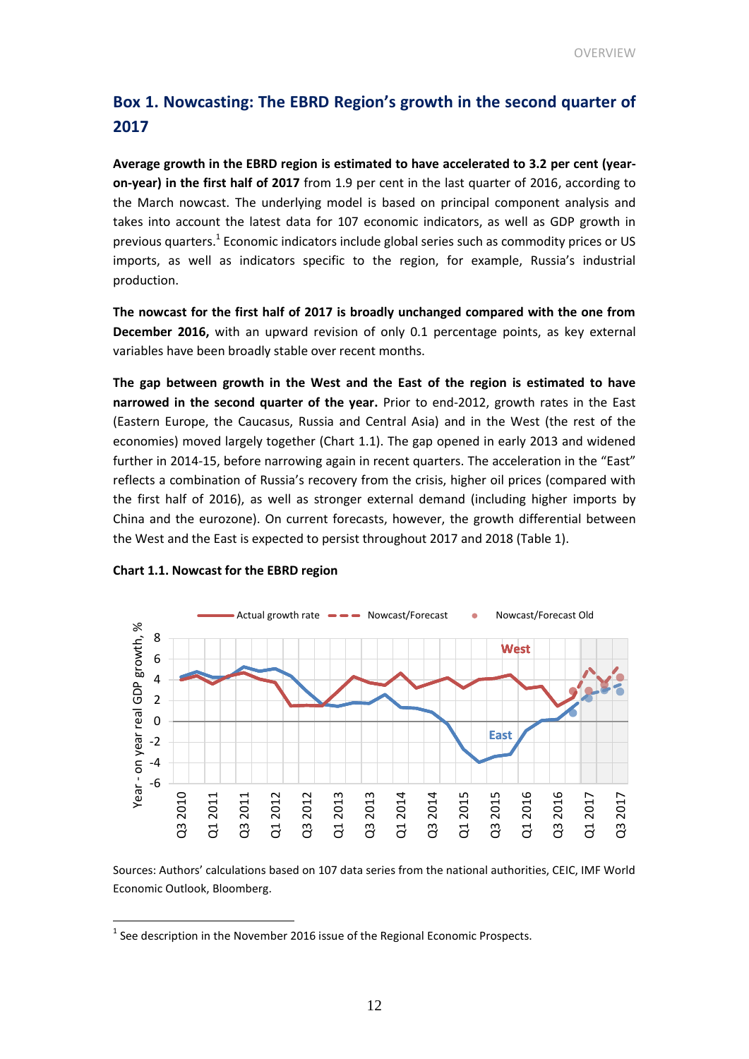## Box 1. Nowcasting: The EBRD Region's growth in the second quarter of 2017

**Average growth in the EBRD region is estimated to have accelerated to 3.2 per cent (year-on-year) in the first half of 2017** from 1.9 per cent in the last quarter of 2016, according to the March nowcast. The underlying model is based on principal component analysis and takes into account the latest data for 107 economic indicators, as well as GDP growth in previous quarters.[1] Economic indicators include global series such as commodity prices or US imports, as well as indicators specific to the region, for example, Russia's industrial production.

**The nowcast for the first half of 2017 is broadly unchanged compared with the one from December 2016,** with an upward revision of only 0.1 percentage points, as key external variables have been broadly stable over recent months.

**The gap between growth in the West and the East of the region is estimated to have narrowed in the second quarter of the year.** Prior to end-2012, growth rates in the East (Eastern Europe, the Caucasus, Russia and Central Asia) and in the West (the rest of the economies) moved largely together (Chart 1.1). The gap opened in early 2013 and widened further in 2014-15, before narrowing again in recent quarters. The acceleration in the "East" reflects a combination of Russia's recovery from the crisis, higher oil prices (compared with the first half of 2016), as well as stronger external demand (including higher imports by China and the eurozone). On current forecasts, however, the growth differential between the West and the East is expected to persist throughout 2017 and 2018 (Table 1).

**Chart 1.1. Nowcast for the EBRD region**

Sources: Authors' calculations based on 107 data series from the national authorities, CEIC, IMF World Economic Outlook, Bloomberg.

---

[1] See description in the November 2016 issue of the Regional Economic Prospects.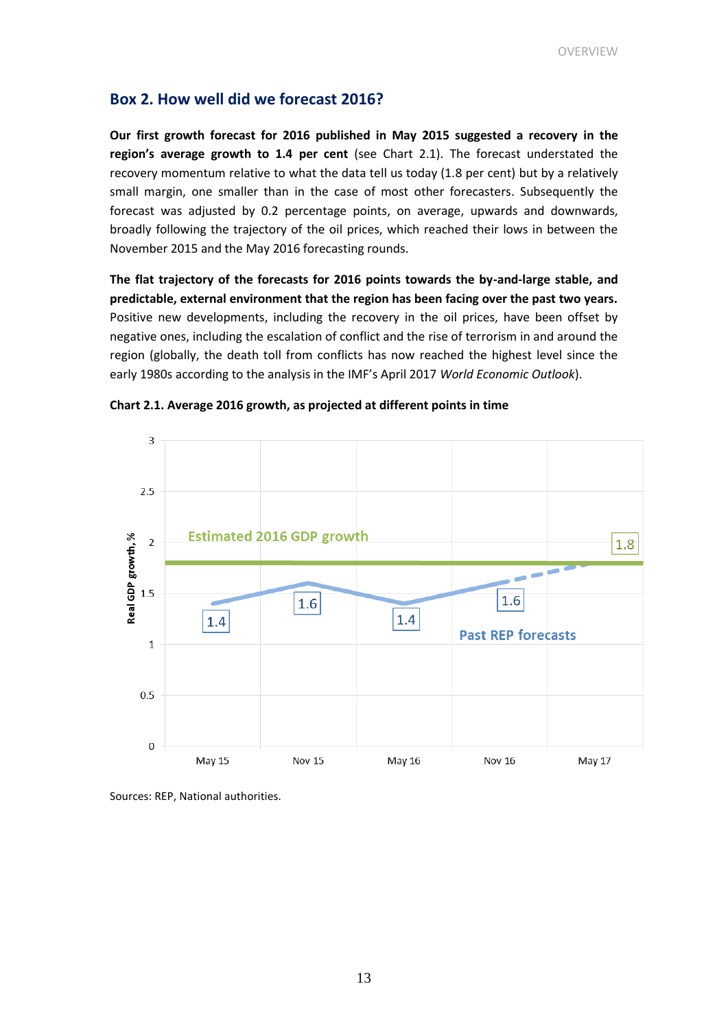## Box 2. How well did we forecast 2016?

**Our first growth forecast for 2016 published in May 2015 suggested a recovery in the region's average growth to 1.4 per cent** (see Chart 2.1). The forecast understated the recovery momentum relative to what the data tell us today (1.8 per cent) but by a relatively small margin, one smaller than in the case of most other forecasters. Subsequently the forecast was adjusted by 0.2 percentage points, on average, upwards and downwards, broadly following the trajectory of the oil prices, which reached their lows in between the November 2015 and the May 2016 forecasting rounds.

**The flat trajectory of the forecasts for 2016 points towards the by-and-large stable, and predictable, external environment that the region has been facing over the past two years.** Positive new developments, including the recovery in the oil prices, have been offset by negative ones, including the escalation of conflict and the rise of terrorism in and around the region (globally, the death toll from conflicts has now reached the highest level since the early 1980s according to the analysis in the IMF's April 2017 *World Economic Outlook*).

**Chart 2.1. Average 2016 growth, as projected at different points in time**

| Forecast round | Past REP forecasts (Real GDP growth, %) | Estimated 2016 GDP growth (%) |
|---|---|---|
| May 15 | 1.4 | 1.8 |
| Nov 15 | 1.6 | 1.8 |
| May 16 | 1.4 | 1.8 |
| Nov 16 | 1.6 | 1.8 |
| May 17 | | 1.8 |

Sources: REP, National authorities.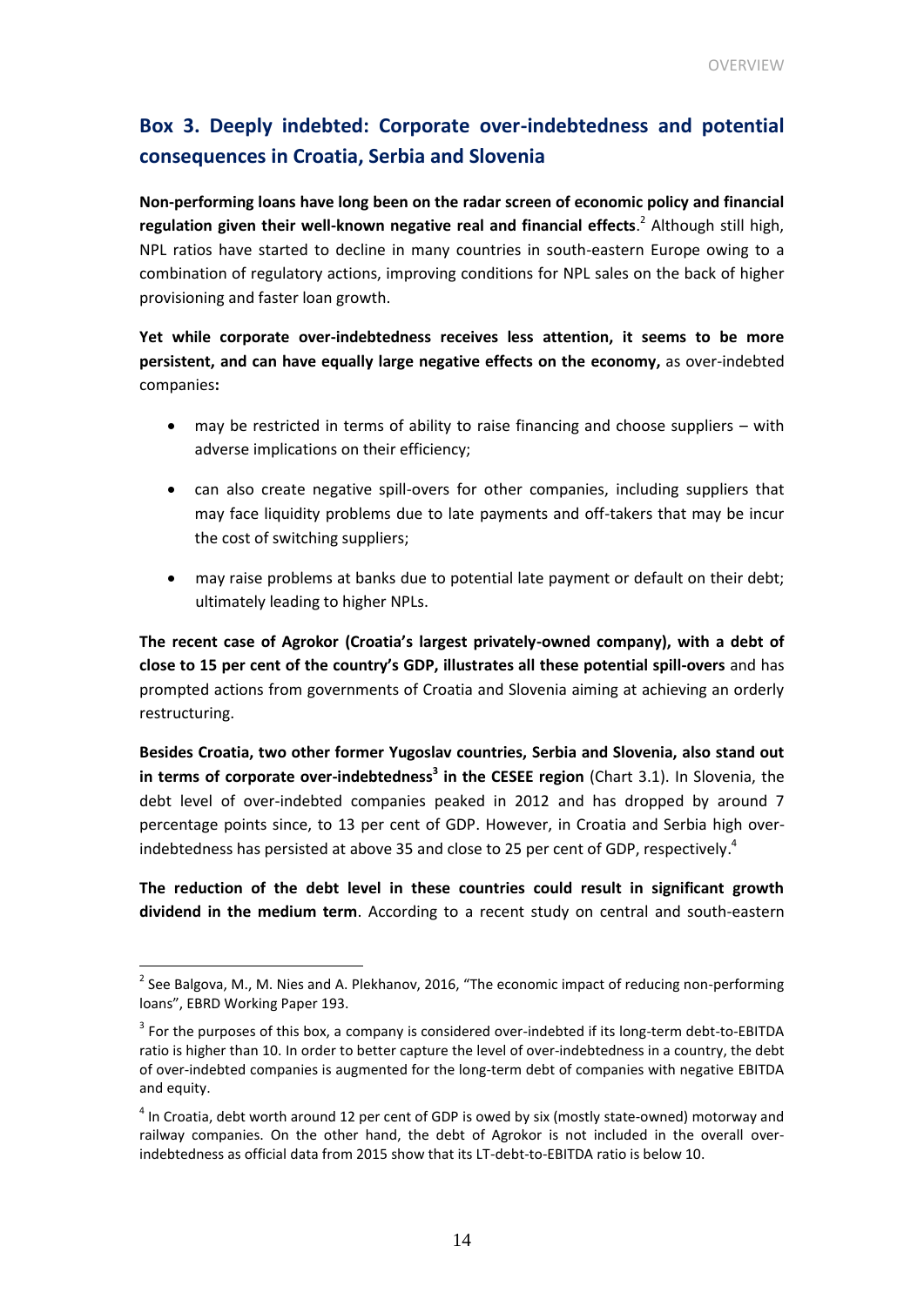## Box 3. Deeply indebted: Corporate over-indebtedness and potential consequences in Croatia, Serbia and Slovenia

**Non-performing loans have long been on the radar screen of economic policy and financial regulation given their well-known negative real and financial effects**.[2] Although still high, NPL ratios have started to decline in many countries in south-eastern Europe owing to a combination of regulatory actions, improving conditions for NPL sales on the back of higher provisioning and faster loan growth.

**Yet while corporate over-indebtedness receives less attention, it seems to be more persistent, and can have equally large negative effects on the economy,** as over-indebted companies**:**

- may be restricted in terms of ability to raise financing and choose suppliers – with adverse implications on their efficiency;
- can also create negative spill-overs for other companies, including suppliers that may face liquidity problems due to late payments and off-takers that may be incur the cost of switching suppliers;
- may raise problems at banks due to potential late payment or default on their debt; ultimately leading to higher NPLs.

**The recent case of Agrokor (Croatia's largest privately-owned company), with a debt of close to 15 per cent of the country's GDP, illustrates all these potential spill-overs** and has prompted actions from governments of Croatia and Slovenia aiming at achieving an orderly restructuring.

**Besides Croatia, two other former Yugoslav countries, Serbia and Slovenia, also stand out in terms of corporate over-indebtedness[3] in the CESEE region** (Chart 3.1). In Slovenia, the debt level of over-indebted companies peaked in 2012 and has dropped by around 7 percentage points since, to 13 per cent of GDP. However, in Croatia and Serbia high over-indebtedness has persisted at above 35 and close to 25 per cent of GDP, respectively.[4]

**The reduction of the debt level in these countries could result in significant growth dividend in the medium term**. According to a recent study on central and south-eastern

[2] See Balgova, M., M. Nies and A. Plekhanov, 2016, "The economic impact of reducing non-performing loans", EBRD Working Paper 193.

[3] For the purposes of this box, a company is considered over-indebted if its long-term debt-to-EBITDA ratio is higher than 10. In order to better capture the level of over-indebtedness in a country, the debt of over-indebted companies is augmented for the long-term debt of companies with negative EBITDA and equity.

[4] In Croatia, debt worth around 12 per cent of GDP is owed by six (mostly state-owned) motorway and railway companies. On the other hand, the debt of Agrokor is not included in the overall over-indebtedness as official data from 2015 show that its LT-debt-to-EBITDA ratio is below 10.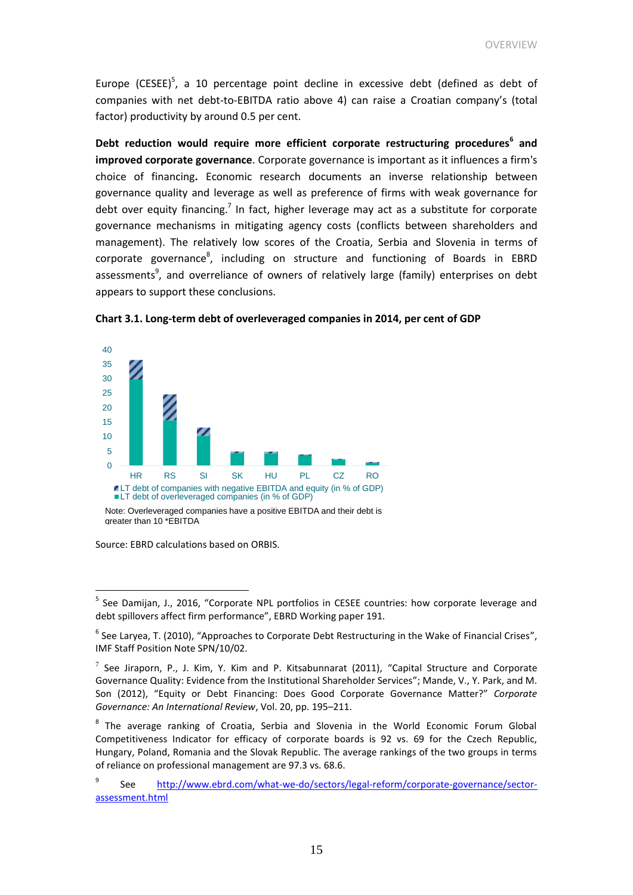Europe (CESEE)[5], a 10 percentage point decline in excessive debt (defined as debt of companies with net debt-to-EBITDA ratio above 4) can raise a Croatian company's (total factor) productivity by around 0.5 per cent.

**Debt reduction would require more efficient corporate restructuring procedures[6] and improved corporate governance**. Corporate governance is important as it influences a firm's choice of financing**.** Economic research documents an inverse relationship between governance quality and leverage as well as preference of firms with weak governance for debt over equity financing.[7] In fact, higher leverage may act as a substitute for corporate governance mechanisms in mitigating agency costs (conflicts between shareholders and management). The relatively low scores of the Croatia, Serbia and Slovenia in terms of corporate governance[8], including on structure and functioning of Boards in EBRD assessments[9], and overreliance of owners of relatively large (family) enterprises on debt appears to support these conclusions.

**Chart 3.1. Long-term debt of overleveraged companies in 2014, per cent of GDP**

Legend:
- LT debt of companies with negative EBITDA and equity (in % of GDP)
- LT debt of overleveraged companies (in % of GDP)

Countries: HR, RS, SI, SK, HU, PL, CZ, RO

Note: Overleveraged companies have a positive EBITDA and their debt is greater than 10 *EBITDA

Source: EBRD calculations based on ORBIS.

---

[5] See Damijan, J., 2016, "Corporate NPL portfolios in CESEE countries: how corporate leverage and debt spillovers affect firm performance", EBRD Working paper 191.

[6] See Laryea, T. (2010), "Approaches to Corporate Debt Restructuring in the Wake of Financial Crises", IMF Staff Position Note SPN/10/02.

[7] See Jiraporn, P., J. Kim, Y. Kim and P. Kitsabunnarat (2011), "Capital Structure and Corporate Governance Quality: Evidence from the Institutional Shareholder Services"; Mande, V., Y. Park, and M. Son (2012), "Equity or Debt Financing: Does Good Corporate Governance Matter?" *Corporate Governance: An International Review*, Vol. 20, pp. 195–211.

[8] The average ranking of Croatia, Serbia and Slovenia in the World Economic Forum Global Competitiveness Indicator for efficacy of corporate boards is 92 vs. 69 for the Czech Republic, Hungary, Poland, Romania and the Slovak Republic. The average rankings of the two groups in terms of reliance on professional management are 97.3 vs. 68.6.

[9] See http://www.ebrd.com/what-we-do/sectors/legal-reform/corporate-governance/sector-assessment.html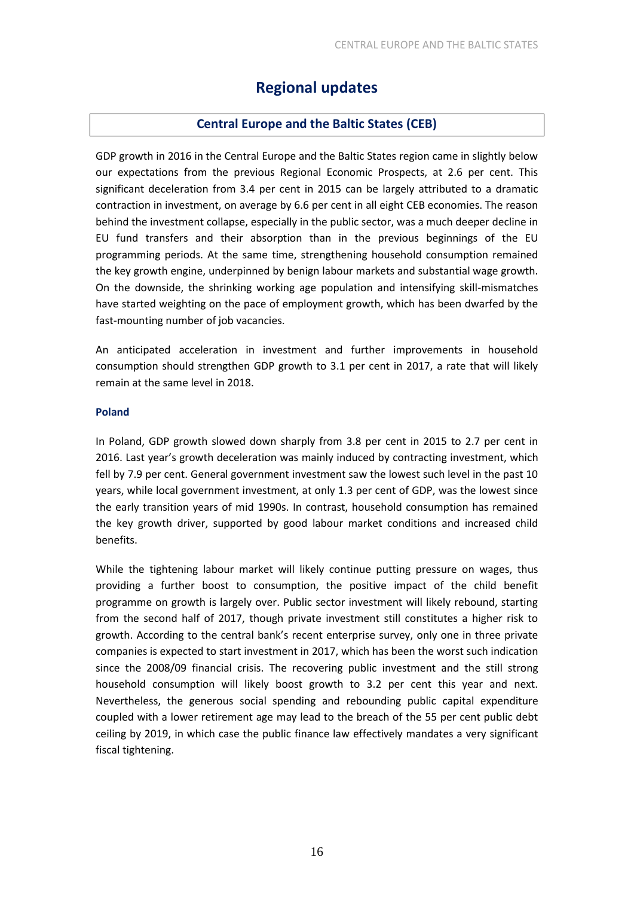# Regional updates

## Central Europe and the Baltic States (CEB)

GDP growth in 2016 in the Central Europe and the Baltic States region came in slightly below our expectations from the previous Regional Economic Prospects, at 2.6 per cent. This significant deceleration from 3.4 per cent in 2015 can be largely attributed to a dramatic contraction in investment, on average by 6.6 per cent in all eight CEB economies. The reason behind the investment collapse, especially in the public sector, was a much deeper decline in EU fund transfers and their absorption than in the previous beginnings of the EU programming periods. At the same time, strengthening household consumption remained the key growth engine, underpinned by benign labour markets and substantial wage growth. On the downside, the shrinking working age population and intensifying skill-mismatches have started weighting on the pace of employment growth, which has been dwarfed by the fast-mounting number of job vacancies.

An anticipated acceleration in investment and further improvements in household consumption should strengthen GDP growth to 3.1 per cent in 2017, a rate that will likely remain at the same level in 2018.

### Poland

In Poland, GDP growth slowed down sharply from 3.8 per cent in 2015 to 2.7 per cent in 2016. Last year's growth deceleration was mainly induced by contracting investment, which fell by 7.9 per cent. General government investment saw the lowest such level in the past 10 years, while local government investment, at only 1.3 per cent of GDP, was the lowest since the early transition years of mid 1990s. In contrast, household consumption has remained the key growth driver, supported by good labour market conditions and increased child benefits.

While the tightening labour market will likely continue putting pressure on wages, thus providing a further boost to consumption, the positive impact of the child benefit programme on growth is largely over. Public sector investment will likely rebound, starting from the second half of 2017, though private investment still constitutes a higher risk to growth. According to the central bank's recent enterprise survey, only one in three private companies is expected to start investment in 2017, which has been the worst such indication since the 2008/09 financial crisis. The recovering public investment and the still strong household consumption will likely boost growth to 3.2 per cent this year and next. Nevertheless, the generous social spending and rebounding public capital expenditure coupled with a lower retirement age may lead to the breach of the 55 per cent public debt ceiling by 2019, in which case the public finance law effectively mandates a very significant fiscal tightening.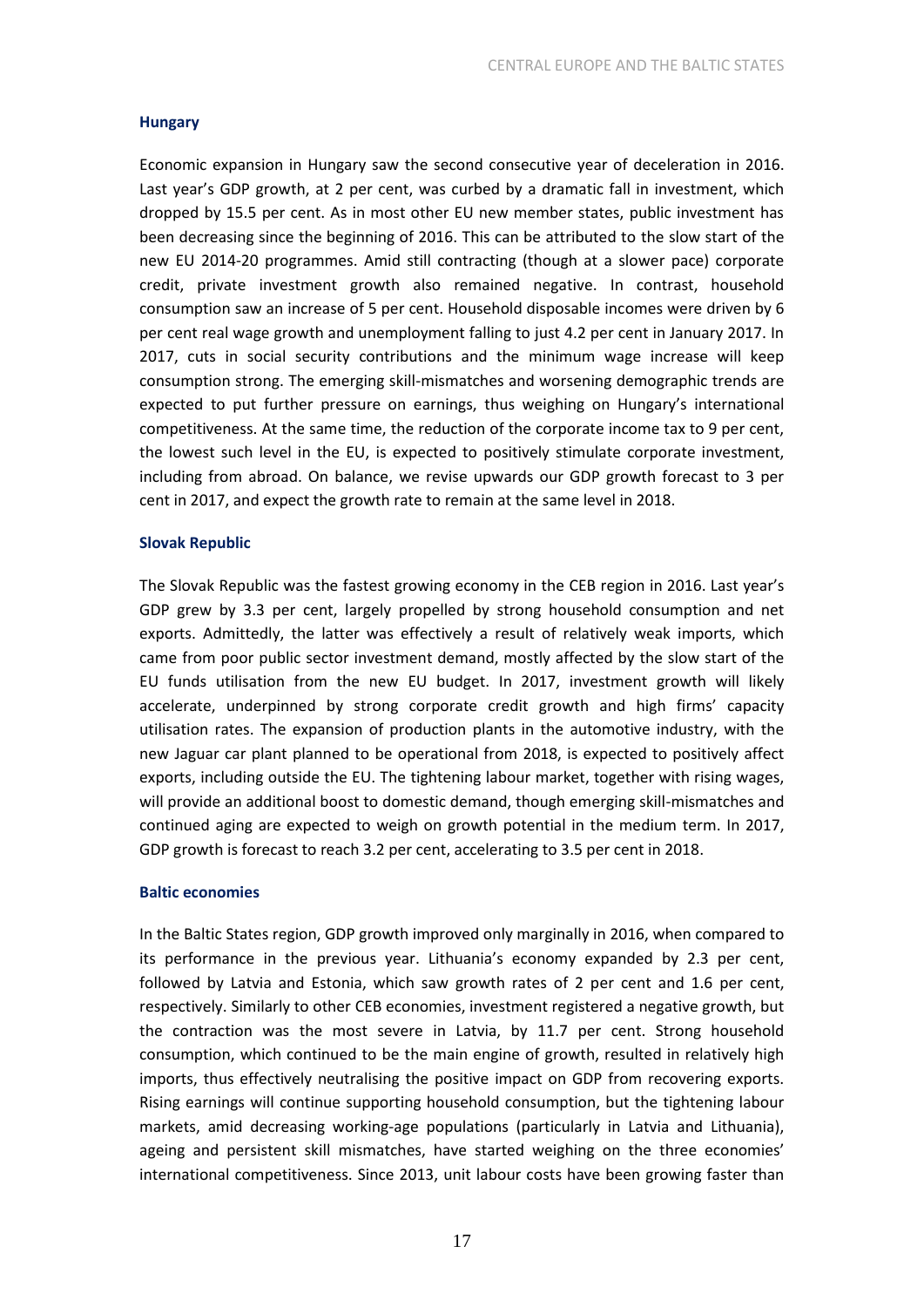### Hungary

Economic expansion in Hungary saw the second consecutive year of deceleration in 2016. Last year's GDP growth, at 2 per cent, was curbed by a dramatic fall in investment, which dropped by 15.5 per cent. As in most other EU new member states, public investment has been decreasing since the beginning of 2016. This can be attributed to the slow start of the new EU 2014-20 programmes. Amid still contracting (though at a slower pace) corporate credit, private investment growth also remained negative. In contrast, household consumption saw an increase of 5 per cent. Household disposable incomes were driven by 6 per cent real wage growth and unemployment falling to just 4.2 per cent in January 2017. In 2017, cuts in social security contributions and the minimum wage increase will keep consumption strong. The emerging skill-mismatches and worsening demographic trends are expected to put further pressure on earnings, thus weighing on Hungary's international competitiveness. At the same time, the reduction of the corporate income tax to 9 per cent, the lowest such level in the EU, is expected to positively stimulate corporate investment, including from abroad. On balance, we revise upwards our GDP growth forecast to 3 per cent in 2017, and expect the growth rate to remain at the same level in 2018.

### Slovak Republic

The Slovak Republic was the fastest growing economy in the CEB region in 2016. Last year's GDP grew by 3.3 per cent, largely propelled by strong household consumption and net exports. Admittedly, the latter was effectively a result of relatively weak imports, which came from poor public sector investment demand, mostly affected by the slow start of the EU funds utilisation from the new EU budget. In 2017, investment growth will likely accelerate, underpinned by strong corporate credit growth and high firms' capacity utilisation rates. The expansion of production plants in the automotive industry, with the new Jaguar car plant planned to be operational from 2018, is expected to positively affect exports, including outside the EU. The tightening labour market, together with rising wages, will provide an additional boost to domestic demand, though emerging skill-mismatches and continued aging are expected to weigh on growth potential in the medium term. In 2017, GDP growth is forecast to reach 3.2 per cent, accelerating to 3.5 per cent in 2018.

### Baltic economies

In the Baltic States region, GDP growth improved only marginally in 2016, when compared to its performance in the previous year. Lithuania's economy expanded by 2.3 per cent, followed by Latvia and Estonia, which saw growth rates of 2 per cent and 1.6 per cent, respectively. Similarly to other CEB economies, investment registered a negative growth, but the contraction was the most severe in Latvia, by 11.7 per cent. Strong household consumption, which continued to be the main engine of growth, resulted in relatively high imports, thus effectively neutralising the positive impact on GDP from recovering exports. Rising earnings will continue supporting household consumption, but the tightening labour markets, amid decreasing working-age populations (particularly in Latvia and Lithuania), ageing and persistent skill mismatches, have started weighing on the three economies' international competitiveness. Since 2013, unit labour costs have been growing faster than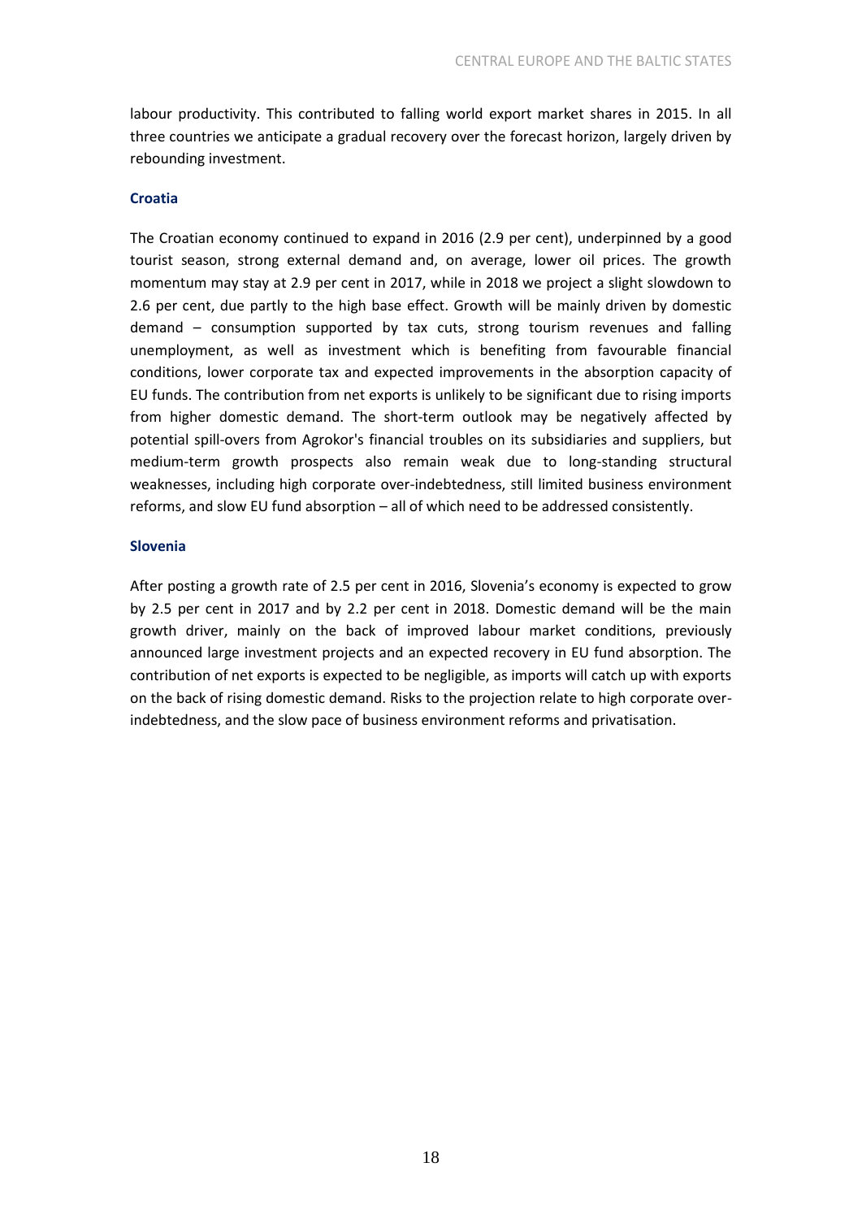labour productivity. This contributed to falling world export market shares in 2015. In all three countries we anticipate a gradual recovery over the forecast horizon, largely driven by rebounding investment.

### Croatia

The Croatian economy continued to expand in 2016 (2.9 per cent), underpinned by a good tourist season, strong external demand and, on average, lower oil prices. The growth momentum may stay at 2.9 per cent in 2017, while in 2018 we project a slight slowdown to 2.6 per cent, due partly to the high base effect. Growth will be mainly driven by domestic demand – consumption supported by tax cuts, strong tourism revenues and falling unemployment, as well as investment which is benefiting from favourable financial conditions, lower corporate tax and expected improvements in the absorption capacity of EU funds. The contribution from net exports is unlikely to be significant due to rising imports from higher domestic demand. The short-term outlook may be negatively affected by potential spill-overs from Agrokor's financial troubles on its subsidiaries and suppliers, but medium-term growth prospects also remain weak due to long-standing structural weaknesses, including high corporate over-indebtedness, still limited business environment reforms, and slow EU fund absorption – all of which need to be addressed consistently.

### Slovenia

After posting a growth rate of 2.5 per cent in 2016, Slovenia's economy is expected to grow by 2.5 per cent in 2017 and by 2.2 per cent in 2018. Domestic demand will be the main growth driver, mainly on the back of improved labour market conditions, previously announced large investment projects and an expected recovery in EU fund absorption. The contribution of net exports is expected to be negligible, as imports will catch up with exports on the back of rising domestic demand. Risks to the projection relate to high corporate over-indebtedness, and the slow pace of business environment reforms and privatisation.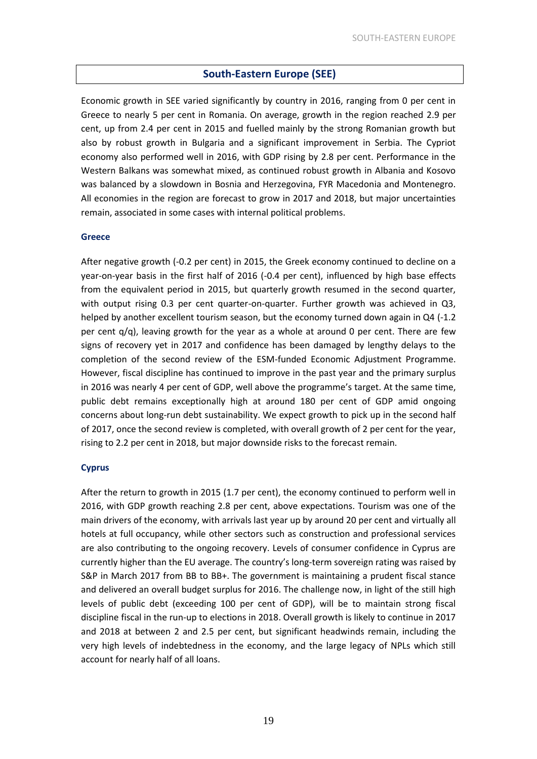## South-Eastern Europe (SEE)

Economic growth in SEE varied significantly by country in 2016, ranging from 0 per cent in Greece to nearly 5 per cent in Romania. On average, growth in the region reached 2.9 per cent, up from 2.4 per cent in 2015 and fuelled mainly by the strong Romanian growth but also by robust growth in Bulgaria and a significant improvement in Serbia. The Cypriot economy also performed well in 2016, with GDP rising by 2.8 per cent. Performance in the Western Balkans was somewhat mixed, as continued robust growth in Albania and Kosovo was balanced by a slowdown in Bosnia and Herzegovina, FYR Macedonia and Montenegro. All economies in the region are forecast to grow in 2017 and 2018, but major uncertainties remain, associated in some cases with internal political problems.

### Greece

After negative growth (-0.2 per cent) in 2015, the Greek economy continued to decline on a year-on-year basis in the first half of 2016 (-0.4 per cent), influenced by high base effects from the equivalent period in 2015, but quarterly growth resumed in the second quarter, with output rising 0.3 per cent quarter-on-quarter. Further growth was achieved in Q3, helped by another excellent tourism season, but the economy turned down again in Q4 (-1.2 per cent q/q), leaving growth for the year as a whole at around 0 per cent. There are few signs of recovery yet in 2017 and confidence has been damaged by lengthy delays to the completion of the second review of the ESM-funded Economic Adjustment Programme. However, fiscal discipline has continued to improve in the past year and the primary surplus in 2016 was nearly 4 per cent of GDP, well above the programme's target. At the same time, public debt remains exceptionally high at around 180 per cent of GDP amid ongoing concerns about long-run debt sustainability. We expect growth to pick up in the second half of 2017, once the second review is completed, with overall growth of 2 per cent for the year, rising to 2.2 per cent in 2018, but major downside risks to the forecast remain.

### Cyprus

After the return to growth in 2015 (1.7 per cent), the economy continued to perform well in 2016, with GDP growth reaching 2.8 per cent, above expectations. Tourism was one of the main drivers of the economy, with arrivals last year up by around 20 per cent and virtually all hotels at full occupancy, while other sectors such as construction and professional services are also contributing to the ongoing recovery. Levels of consumer confidence in Cyprus are currently higher than the EU average. The country's long-term sovereign rating was raised by S&P in March 2017 from BB to BB+. The government is maintaining a prudent fiscal stance and delivered an overall budget surplus for 2016. The challenge now, in light of the still high levels of public debt (exceeding 100 per cent of GDP), will be to maintain strong fiscal discipline fiscal in the run-up to elections in 2018. Overall growth is likely to continue in 2017 and 2018 at between 2 and 2.5 per cent, but significant headwinds remain, including the very high levels of indebtedness in the economy, and the large legacy of NPLs which still account for nearly half of all loans.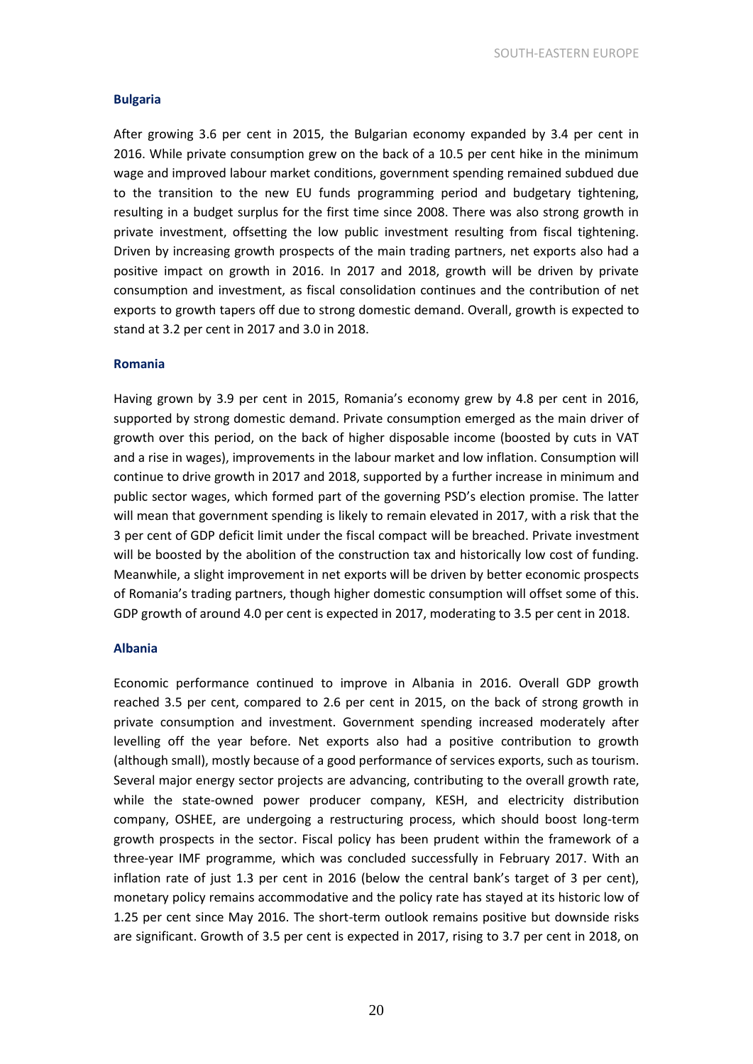### Bulgaria

After growing 3.6 per cent in 2015, the Bulgarian economy expanded by 3.4 per cent in 2016. While private consumption grew on the back of a 10.5 per cent hike in the minimum wage and improved labour market conditions, government spending remained subdued due to the transition to the new EU funds programming period and budgetary tightening, resulting in a budget surplus for the first time since 2008. There was also strong growth in private investment, offsetting the low public investment resulting from fiscal tightening. Driven by increasing growth prospects of the main trading partners, net exports also had a positive impact on growth in 2016. In 2017 and 2018, growth will be driven by private consumption and investment, as fiscal consolidation continues and the contribution of net exports to growth tapers off due to strong domestic demand. Overall, growth is expected to stand at 3.2 per cent in 2017 and 3.0 in 2018.

### Romania

Having grown by 3.9 per cent in 2015, Romania's economy grew by 4.8 per cent in 2016, supported by strong domestic demand. Private consumption emerged as the main driver of growth over this period, on the back of higher disposable income (boosted by cuts in VAT and a rise in wages), improvements in the labour market and low inflation. Consumption will continue to drive growth in 2017 and 2018, supported by a further increase in minimum and public sector wages, which formed part of the governing PSD's election promise. The latter will mean that government spending is likely to remain elevated in 2017, with a risk that the 3 per cent of GDP deficit limit under the fiscal compact will be breached. Private investment will be boosted by the abolition of the construction tax and historically low cost of funding. Meanwhile, a slight improvement in net exports will be driven by better economic prospects of Romania's trading partners, though higher domestic consumption will offset some of this. GDP growth of around 4.0 per cent is expected in 2017, moderating to 3.5 per cent in 2018.

### Albania

Economic performance continued to improve in Albania in 2016. Overall GDP growth reached 3.5 per cent, compared to 2.6 per cent in 2015, on the back of strong growth in private consumption and investment. Government spending increased moderately after levelling off the year before. Net exports also had a positive contribution to growth (although small), mostly because of a good performance of services exports, such as tourism. Several major energy sector projects are advancing, contributing to the overall growth rate, while the state-owned power producer company, KESH, and electricity distribution company, OSHEE, are undergoing a restructuring process, which should boost long-term growth prospects in the sector. Fiscal policy has been prudent within the framework of a three-year IMF programme, which was concluded successfully in February 2017. With an inflation rate of just 1.3 per cent in 2016 (below the central bank's target of 3 per cent), monetary policy remains accommodative and the policy rate has stayed at its historic low of 1.25 per cent since May 2016. The short-term outlook remains positive but downside risks are significant. Growth of 3.5 per cent is expected in 2017, rising to 3.7 per cent in 2018, on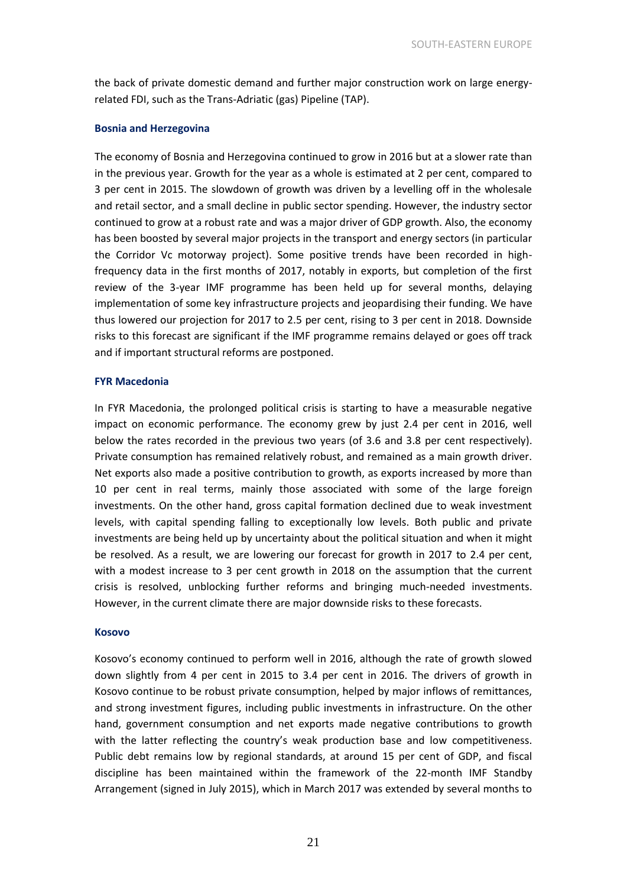the back of private domestic demand and further major construction work on large energy-related FDI, such as the Trans-Adriatic (gas) Pipeline (TAP).

### Bosnia and Herzegovina

The economy of Bosnia and Herzegovina continued to grow in 2016 but at a slower rate than in the previous year. Growth for the year as a whole is estimated at 2 per cent, compared to 3 per cent in 2015. The slowdown of growth was driven by a levelling off in the wholesale and retail sector, and a small decline in public sector spending. However, the industry sector continued to grow at a robust rate and was a major driver of GDP growth. Also, the economy has been boosted by several major projects in the transport and energy sectors (in particular the Corridor Vc motorway project). Some positive trends have been recorded in high-frequency data in the first months of 2017, notably in exports, but completion of the first review of the 3-year IMF programme has been held up for several months, delaying implementation of some key infrastructure projects and jeopardising their funding. We have thus lowered our projection for 2017 to 2.5 per cent, rising to 3 per cent in 2018. Downside risks to this forecast are significant if the IMF programme remains delayed or goes off track and if important structural reforms are postponed.

### FYR Macedonia

In FYR Macedonia, the prolonged political crisis is starting to have a measurable negative impact on economic performance. The economy grew by just 2.4 per cent in 2016, well below the rates recorded in the previous two years (of 3.6 and 3.8 per cent respectively). Private consumption has remained relatively robust, and remained as a main growth driver. Net exports also made a positive contribution to growth, as exports increased by more than 10 per cent in real terms, mainly those associated with some of the large foreign investments. On the other hand, gross capital formation declined due to weak investment levels, with capital spending falling to exceptionally low levels. Both public and private investments are being held up by uncertainty about the political situation and when it might be resolved. As a result, we are lowering our forecast for growth in 2017 to 2.4 per cent, with a modest increase to 3 per cent growth in 2018 on the assumption that the current crisis is resolved, unblocking further reforms and bringing much-needed investments. However, in the current climate there are major downside risks to these forecasts.

### Kosovo

Kosovo's economy continued to perform well in 2016, although the rate of growth slowed down slightly from 4 per cent in 2015 to 3.4 per cent in 2016. The drivers of growth in Kosovo continue to be robust private consumption, helped by major inflows of remittances, and strong investment figures, including public investments in infrastructure. On the other hand, government consumption and net exports made negative contributions to growth with the latter reflecting the country's weak production base and low competitiveness. Public debt remains low by regional standards, at around 15 per cent of GDP, and fiscal discipline has been maintained within the framework of the 22-month IMF Standby Arrangement (signed in July 2015), which in March 2017 was extended by several months to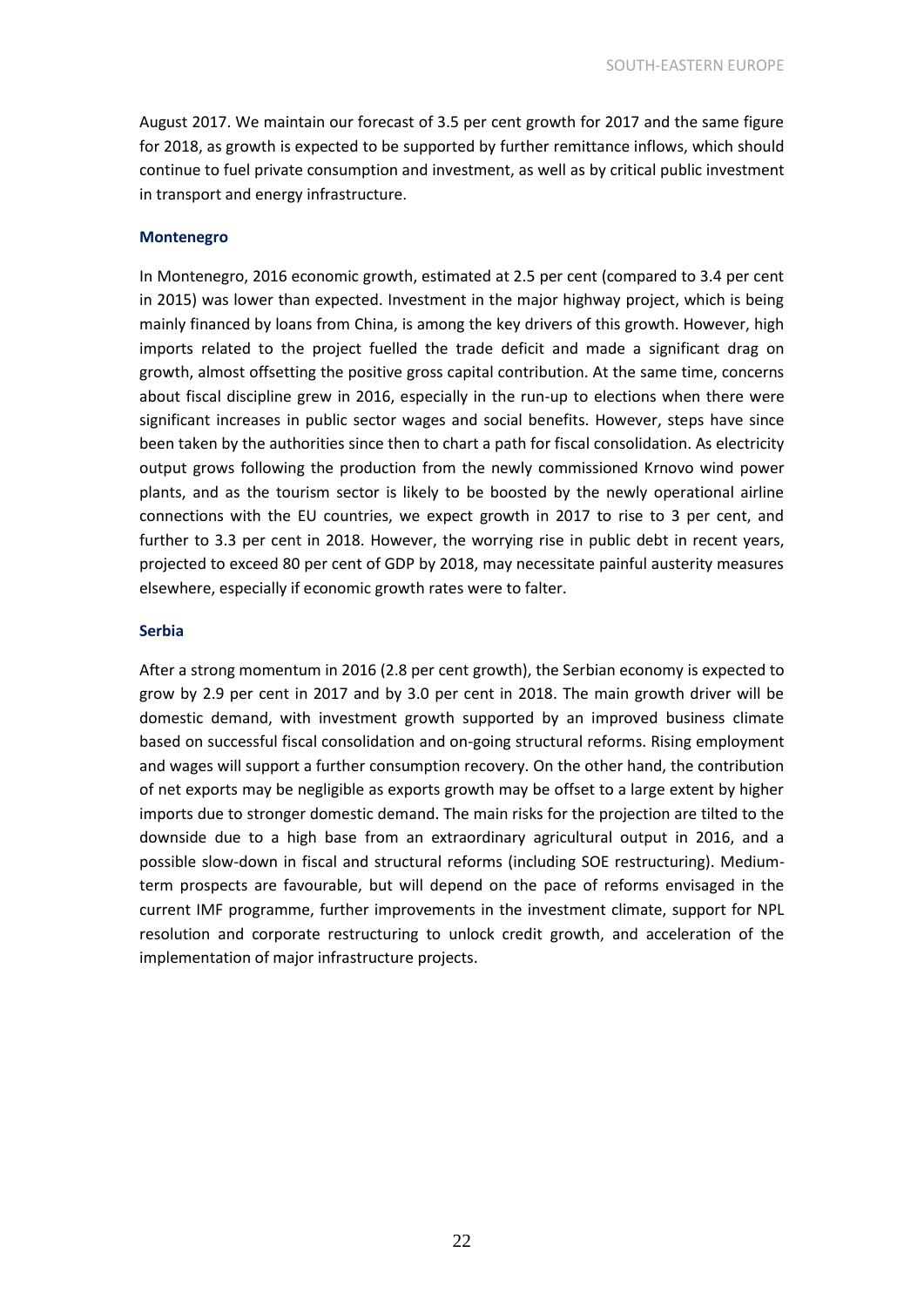August 2017. We maintain our forecast of 3.5 per cent growth for 2017 and the same figure for 2018, as growth is expected to be supported by further remittance inflows, which should continue to fuel private consumption and investment, as well as by critical public investment in transport and energy infrastructure.

### Montenegro

In Montenegro, 2016 economic growth, estimated at 2.5 per cent (compared to 3.4 per cent in 2015) was lower than expected. Investment in the major highway project, which is being mainly financed by loans from China, is among the key drivers of this growth. However, high imports related to the project fuelled the trade deficit and made a significant drag on growth, almost offsetting the positive gross capital contribution. At the same time, concerns about fiscal discipline grew in 2016, especially in the run-up to elections when there were significant increases in public sector wages and social benefits. However, steps have since been taken by the authorities since then to chart a path for fiscal consolidation. As electricity output grows following the production from the newly commissioned Krnovo wind power plants, and as the tourism sector is likely to be boosted by the newly operational airline connections with the EU countries, we expect growth in 2017 to rise to 3 per cent, and further to 3.3 per cent in 2018. However, the worrying rise in public debt in recent years, projected to exceed 80 per cent of GDP by 2018, may necessitate painful austerity measures elsewhere, especially if economic growth rates were to falter.

### Serbia

After a strong momentum in 2016 (2.8 per cent growth), the Serbian economy is expected to grow by 2.9 per cent in 2017 and by 3.0 per cent in 2018. The main growth driver will be domestic demand, with investment growth supported by an improved business climate based on successful fiscal consolidation and on-going structural reforms. Rising employment and wages will support a further consumption recovery. On the other hand, the contribution of net exports may be negligible as exports growth may be offset to a large extent by higher imports due to stronger domestic demand. The main risks for the projection are tilted to the downside due to a high base from an extraordinary agricultural output in 2016, and a possible slow-down in fiscal and structural reforms (including SOE restructuring). Medium-term prospects are favourable, but will depend on the pace of reforms envisaged in the current IMF programme, further improvements in the investment climate, support for NPL resolution and corporate restructuring to unlock credit growth, and acceleration of the implementation of major infrastructure projects.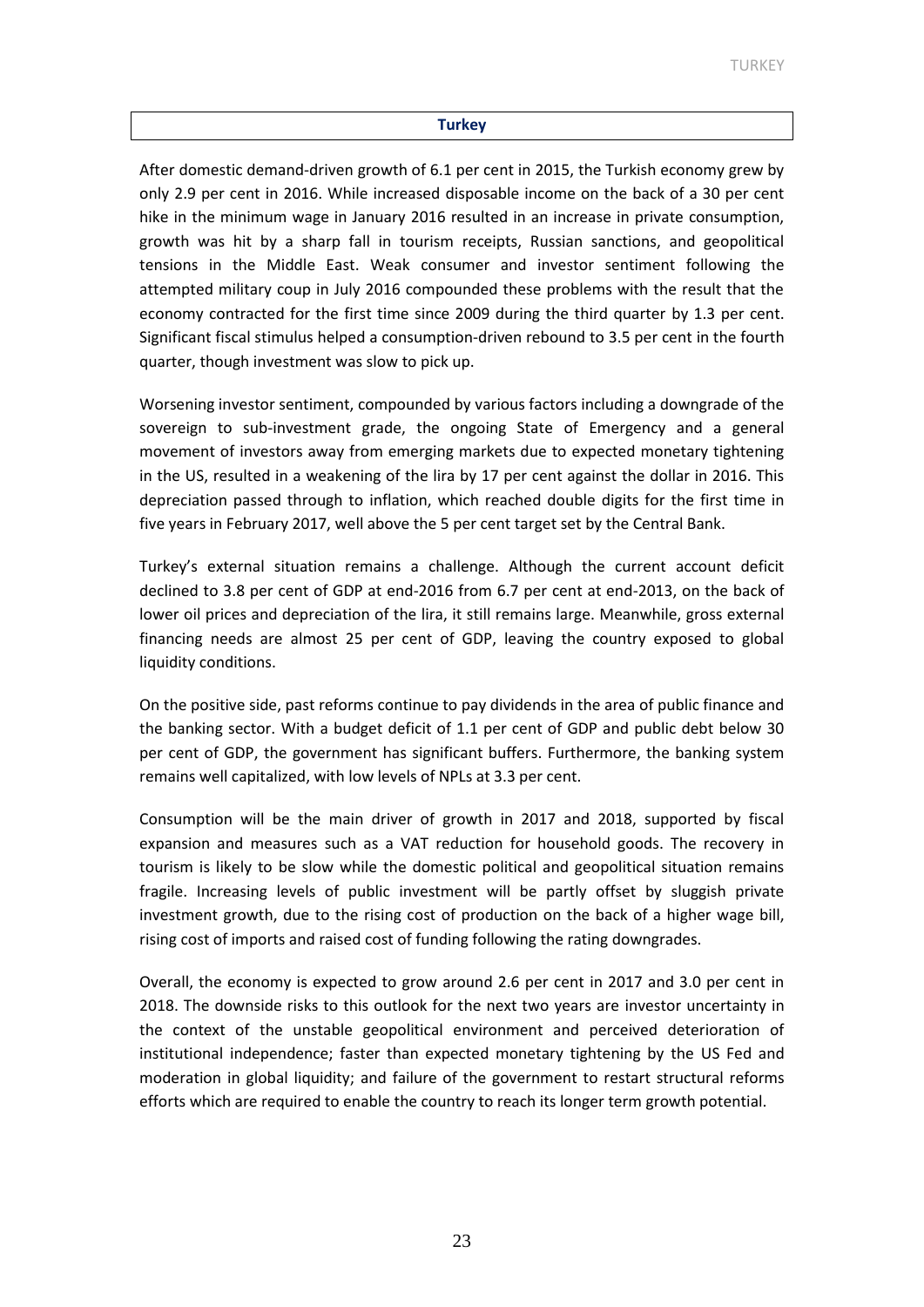## Turkey

After domestic demand-driven growth of 6.1 per cent in 2015, the Turkish economy grew by only 2.9 per cent in 2016. While increased disposable income on the back of a 30 per cent hike in the minimum wage in January 2016 resulted in an increase in private consumption, growth was hit by a sharp fall in tourism receipts, Russian sanctions, and geopolitical tensions in the Middle East. Weak consumer and investor sentiment following the attempted military coup in July 2016 compounded these problems with the result that the economy contracted for the first time since 2009 during the third quarter by 1.3 per cent. Significant fiscal stimulus helped a consumption-driven rebound to 3.5 per cent in the fourth quarter, though investment was slow to pick up.

Worsening investor sentiment, compounded by various factors including a downgrade of the sovereign to sub-investment grade, the ongoing State of Emergency and a general movement of investors away from emerging markets due to expected monetary tightening in the US, resulted in a weakening of the lira by 17 per cent against the dollar in 2016. This depreciation passed through to inflation, which reached double digits for the first time in five years in February 2017, well above the 5 per cent target set by the Central Bank.

Turkey's external situation remains a challenge. Although the current account deficit declined to 3.8 per cent of GDP at end-2016 from 6.7 per cent at end-2013, on the back of lower oil prices and depreciation of the lira, it still remains large. Meanwhile, gross external financing needs are almost 25 per cent of GDP, leaving the country exposed to global liquidity conditions.

On the positive side, past reforms continue to pay dividends in the area of public finance and the banking sector. With a budget deficit of 1.1 per cent of GDP and public debt below 30 per cent of GDP, the government has significant buffers. Furthermore, the banking system remains well capitalized, with low levels of NPLs at 3.3 per cent.

Consumption will be the main driver of growth in 2017 and 2018, supported by fiscal expansion and measures such as a VAT reduction for household goods. The recovery in tourism is likely to be slow while the domestic political and geopolitical situation remains fragile. Increasing levels of public investment will be partly offset by sluggish private investment growth, due to the rising cost of production on the back of a higher wage bill, rising cost of imports and raised cost of funding following the rating downgrades.

Overall, the economy is expected to grow around 2.6 per cent in 2017 and 3.0 per cent in 2018. The downside risks to this outlook for the next two years are investor uncertainty in the context of the unstable geopolitical environment and perceived deterioration of institutional independence; faster than expected monetary tightening by the US Fed and moderation in global liquidity; and failure of the government to restart structural reforms efforts which are required to enable the country to reach its longer term growth potential.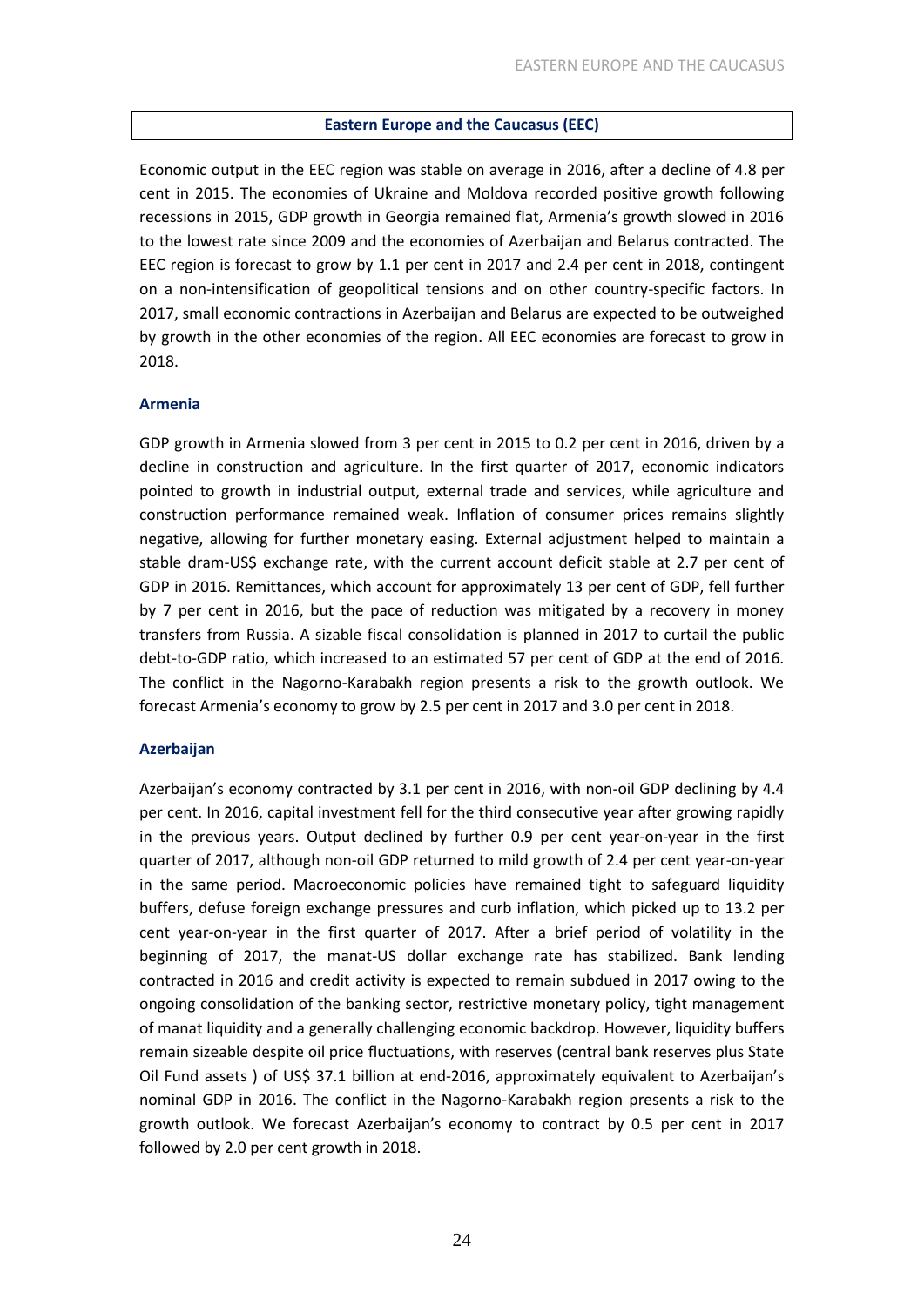## Eastern Europe and the Caucasus (EEC)

Economic output in the EEC region was stable on average in 2016, after a decline of 4.8 per cent in 2015. The economies of Ukraine and Moldova recorded positive growth following recessions in 2015, GDP growth in Georgia remained flat, Armenia's growth slowed in 2016 to the lowest rate since 2009 and the economies of Azerbaijan and Belarus contracted. The EEC region is forecast to grow by 1.1 per cent in 2017 and 2.4 per cent in 2018, contingent on a non-intensification of geopolitical tensions and on other country-specific factors. In 2017, small economic contractions in Azerbaijan and Belarus are expected to be outweighed by growth in the other economies of the region. All EEC economies are forecast to grow in 2018.

### Armenia

GDP growth in Armenia slowed from 3 per cent in 2015 to 0.2 per cent in 2016, driven by a decline in construction and agriculture. In the first quarter of 2017, economic indicators pointed to growth in industrial output, external trade and services, while agriculture and construction performance remained weak. Inflation of consumer prices remains slightly negative, allowing for further monetary easing. External adjustment helped to maintain a stable dram-US$ exchange rate, with the current account deficit stable at 2.7 per cent of GDP in 2016. Remittances, which account for approximately 13 per cent of GDP, fell further by 7 per cent in 2016, but the pace of reduction was mitigated by a recovery in money transfers from Russia. A sizable fiscal consolidation is planned in 2017 to curtail the public debt-to-GDP ratio, which increased to an estimated 57 per cent of GDP at the end of 2016. The conflict in the Nagorno-Karabakh region presents a risk to the growth outlook. We forecast Armenia's economy to grow by 2.5 per cent in 2017 and 3.0 per cent in 2018.

### Azerbaijan

Azerbaijan's economy contracted by 3.1 per cent in 2016, with non-oil GDP declining by 4.4 per cent. In 2016, capital investment fell for the third consecutive year after growing rapidly in the previous years. Output declined by further 0.9 per cent year-on-year in the first quarter of 2017, although non-oil GDP returned to mild growth of 2.4 per cent year-on-year in the same period. Macroeconomic policies have remained tight to safeguard liquidity buffers, defuse foreign exchange pressures and curb inflation, which picked up to 13.2 per cent year-on-year in the first quarter of 2017. After a brief period of volatility in the beginning of 2017, the manat-US dollar exchange rate has stabilized. Bank lending contracted in 2016 and credit activity is expected to remain subdued in 2017 owing to the ongoing consolidation of the banking sector, restrictive monetary policy, tight management of manat liquidity and a generally challenging economic backdrop. However, liquidity buffers remain sizeable despite oil price fluctuations, with reserves (central bank reserves plus State Oil Fund assets ) of US$ 37.1 billion at end-2016, approximately equivalent to Azerbaijan's nominal GDP in 2016. The conflict in the Nagorno-Karabakh region presents a risk to the growth outlook. We forecast Azerbaijan's economy to contract by 0.5 per cent in 2017 followed by 2.0 per cent growth in 2018.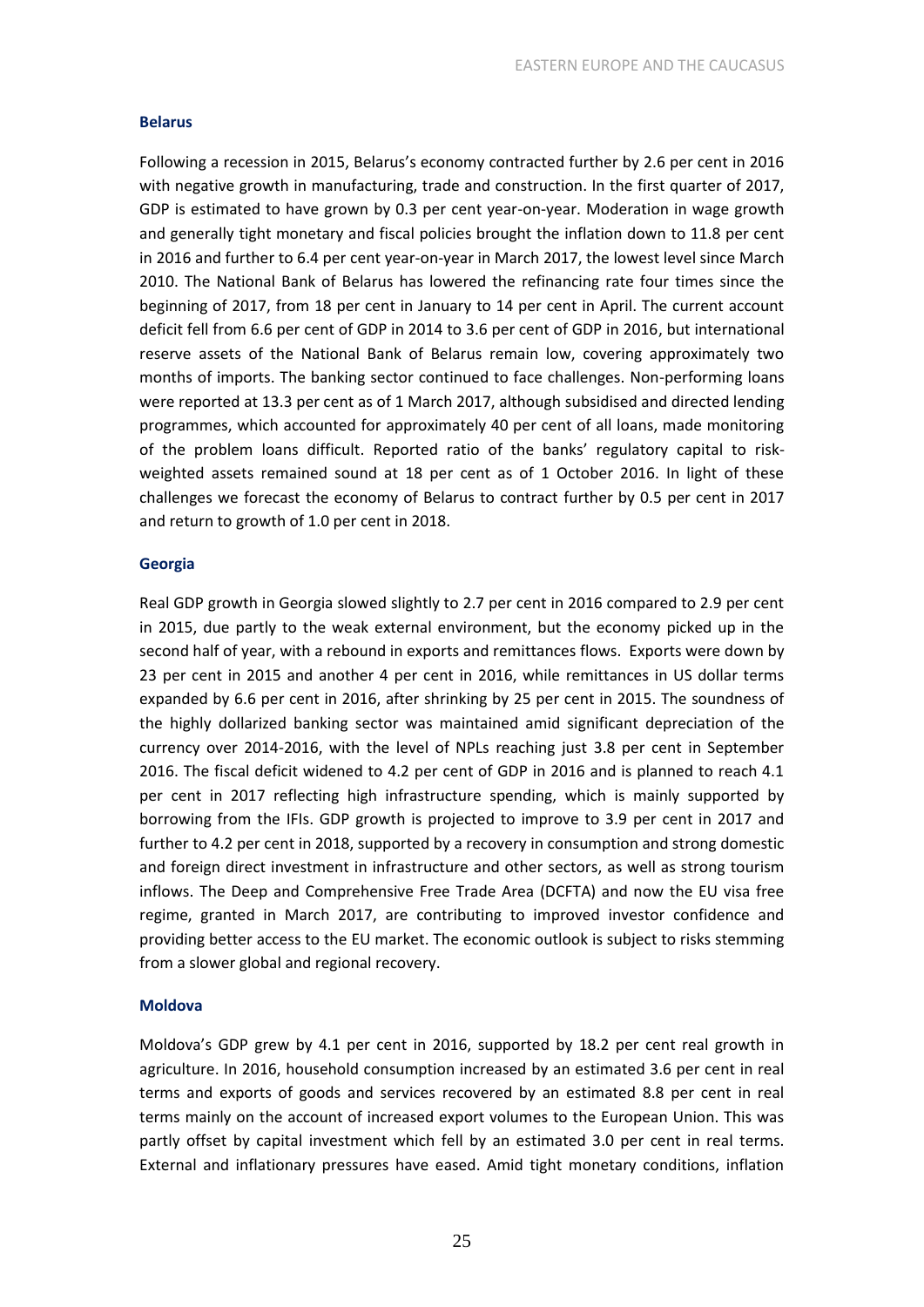## Belarus

Following a recession in 2015, Belarus's economy contracted further by 2.6 per cent in 2016 with negative growth in manufacturing, trade and construction. In the first quarter of 2017, GDP is estimated to have grown by 0.3 per cent year-on-year. Moderation in wage growth and generally tight monetary and fiscal policies brought the inflation down to 11.8 per cent in 2016 and further to 6.4 per cent year-on-year in March 2017, the lowest level since March 2010. The National Bank of Belarus has lowered the refinancing rate four times since the beginning of 2017, from 18 per cent in January to 14 per cent in April. The current account deficit fell from 6.6 per cent of GDP in 2014 to 3.6 per cent of GDP in 2016, but international reserve assets of the National Bank of Belarus remain low, covering approximately two months of imports. The banking sector continued to face challenges. Non-performing loans were reported at 13.3 per cent as of 1 March 2017, although subsidised and directed lending programmes, which accounted for approximately 40 per cent of all loans, made monitoring of the problem loans difficult. Reported ratio of the banks' regulatory capital to risk-weighted assets remained sound at 18 per cent as of 1 October 2016. In light of these challenges we forecast the economy of Belarus to contract further by 0.5 per cent in 2017 and return to growth of 1.0 per cent in 2018.

## Georgia

Real GDP growth in Georgia slowed slightly to 2.7 per cent in 2016 compared to 2.9 per cent in 2015, due partly to the weak external environment, but the economy picked up in the second half of year, with a rebound in exports and remittances flows. Exports were down by 23 per cent in 2015 and another 4 per cent in 2016, while remittances in US dollar terms expanded by 6.6 per cent in 2016, after shrinking by 25 per cent in 2015. The soundness of the highly dollarized banking sector was maintained amid significant depreciation of the currency over 2014-2016, with the level of NPLs reaching just 3.8 per cent in September 2016. The fiscal deficit widened to 4.2 per cent of GDP in 2016 and is planned to reach 4.1 per cent in 2017 reflecting high infrastructure spending, which is mainly supported by borrowing from the IFIs. GDP growth is projected to improve to 3.9 per cent in 2017 and further to 4.2 per cent in 2018, supported by a recovery in consumption and strong domestic and foreign direct investment in infrastructure and other sectors, as well as strong tourism inflows. The Deep and Comprehensive Free Trade Area (DCFTA) and now the EU visa free regime, granted in March 2017, are contributing to improved investor confidence and providing better access to the EU market. The economic outlook is subject to risks stemming from a slower global and regional recovery.

## Moldova

Moldova's GDP grew by 4.1 per cent in 2016, supported by 18.2 per cent real growth in agriculture. In 2016, household consumption increased by an estimated 3.6 per cent in real terms and exports of goods and services recovered by an estimated 8.8 per cent in real terms mainly on the account of increased export volumes to the European Union. This was partly offset by capital investment which fell by an estimated 3.0 per cent in real terms. External and inflationary pressures have eased. Amid tight monetary conditions, inflation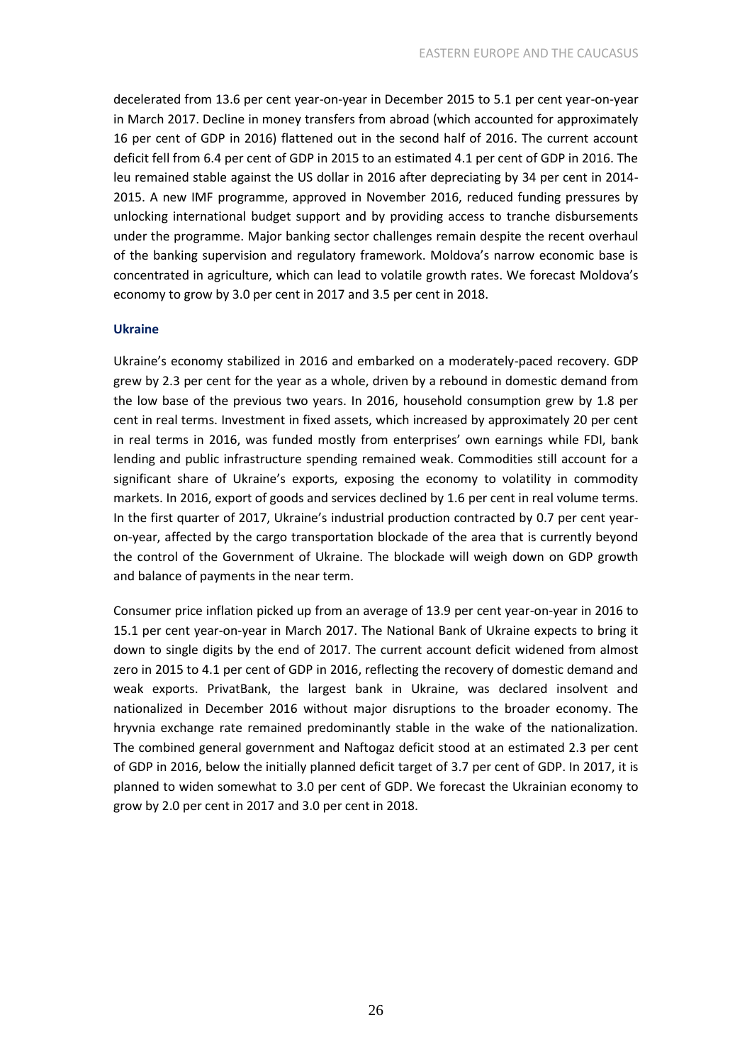decelerated from 13.6 per cent year-on-year in December 2015 to 5.1 per cent year-on-year in March 2017. Decline in money transfers from abroad (which accounted for approximately 16 per cent of GDP in 2016) flattened out in the second half of 2016. The current account deficit fell from 6.4 per cent of GDP in 2015 to an estimated 4.1 per cent of GDP in 2016. The leu remained stable against the US dollar in 2016 after depreciating by 34 per cent in 2014-2015. A new IMF programme, approved in November 2016, reduced funding pressures by unlocking international budget support and by providing access to tranche disbursements under the programme. Major banking sector challenges remain despite the recent overhaul of the banking supervision and regulatory framework. Moldova's narrow economic base is concentrated in agriculture, which can lead to volatile growth rates. We forecast Moldova's economy to grow by 3.0 per cent in 2017 and 3.5 per cent in 2018.

#### Ukraine

Ukraine's economy stabilized in 2016 and embarked on a moderately-paced recovery. GDP grew by 2.3 per cent for the year as a whole, driven by a rebound in domestic demand from the low base of the previous two years. In 2016, household consumption grew by 1.8 per cent in real terms. Investment in fixed assets, which increased by approximately 20 per cent in real terms in 2016, was funded mostly from enterprises' own earnings while FDI, bank lending and public infrastructure spending remained weak. Commodities still account for a significant share of Ukraine's exports, exposing the economy to volatility in commodity markets. In 2016, export of goods and services declined by 1.6 per cent in real volume terms. In the first quarter of 2017, Ukraine's industrial production contracted by 0.7 per cent year-on-year, affected by the cargo transportation blockade of the area that is currently beyond the control of the Government of Ukraine. The blockade will weigh down on GDP growth and balance of payments in the near term.

Consumer price inflation picked up from an average of 13.9 per cent year-on-year in 2016 to 15.1 per cent year-on-year in March 2017. The National Bank of Ukraine expects to bring it down to single digits by the end of 2017. The current account deficit widened from almost zero in 2015 to 4.1 per cent of GDP in 2016, reflecting the recovery of domestic demand and weak exports. PrivatBank, the largest bank in Ukraine, was declared insolvent and nationalized in December 2016 without major disruptions to the broader economy. The hryvnia exchange rate remained predominantly stable in the wake of the nationalization. The combined general government and Naftogaz deficit stood at an estimated 2.3 per cent of GDP in 2016, below the initially planned deficit target of 3.7 per cent of GDP. In 2017, it is planned to widen somewhat to 3.0 per cent of GDP. We forecast the Ukrainian economy to grow by 2.0 per cent in 2017 and 3.0 per cent in 2018.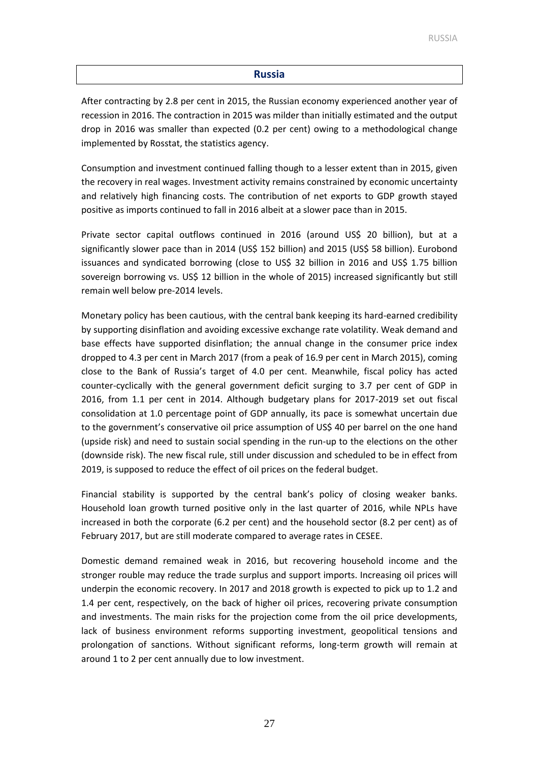## Russia

After contracting by 2.8 per cent in 2015, the Russian economy experienced another year of recession in 2016. The contraction in 2015 was milder than initially estimated and the output drop in 2016 was smaller than expected (0.2 per cent) owing to a methodological change implemented by Rosstat, the statistics agency.

Consumption and investment continued falling though to a lesser extent than in 2015, given the recovery in real wages. Investment activity remains constrained by economic uncertainty and relatively high financing costs. The contribution of net exports to GDP growth stayed positive as imports continued to fall in 2016 albeit at a slower pace than in 2015.

Private sector capital outflows continued in 2016 (around US$ 20 billion), but at a significantly slower pace than in 2014 (US$ 152 billion) and 2015 (US$ 58 billion). Eurobond issuances and syndicated borrowing (close to US$ 32 billion in 2016 and US$ 1.75 billion sovereign borrowing vs. US$ 12 billion in the whole of 2015) increased significantly but still remain well below pre-2014 levels.

Monetary policy has been cautious, with the central bank keeping its hard-earned credibility by supporting disinflation and avoiding excessive exchange rate volatility. Weak demand and base effects have supported disinflation; the annual change in the consumer price index dropped to 4.3 per cent in March 2017 (from a peak of 16.9 per cent in March 2015), coming close to the Bank of Russia's target of 4.0 per cent. Meanwhile, fiscal policy has acted counter-cyclically with the general government deficit surging to 3.7 per cent of GDP in 2016, from 1.1 per cent in 2014. Although budgetary plans for 2017-2019 set out fiscal consolidation at 1.0 percentage point of GDP annually, its pace is somewhat uncertain due to the government's conservative oil price assumption of US$ 40 per barrel on the one hand (upside risk) and need to sustain social spending in the run-up to the elections on the other (downside risk). The new fiscal rule, still under discussion and scheduled to be in effect from 2019, is supposed to reduce the effect of oil prices on the federal budget.

Financial stability is supported by the central bank's policy of closing weaker banks. Household loan growth turned positive only in the last quarter of 2016, while NPLs have increased in both the corporate (6.2 per cent) and the household sector (8.2 per cent) as of February 2017, but are still moderate compared to average rates in CESEE.

Domestic demand remained weak in 2016, but recovering household income and the stronger rouble may reduce the trade surplus and support imports. Increasing oil prices will underpin the economic recovery. In 2017 and 2018 growth is expected to pick up to 1.2 and 1.4 per cent, respectively, on the back of higher oil prices, recovering private consumption and investments. The main risks for the projection come from the oil price developments, lack of business environment reforms supporting investment, geopolitical tensions and prolongation of sanctions. Without significant reforms, long-term growth will remain at around 1 to 2 per cent annually due to low investment.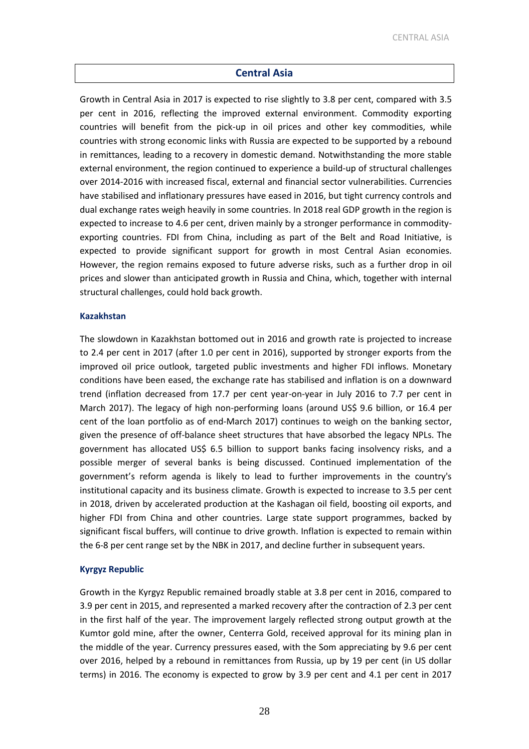## Central Asia

Growth in Central Asia in 2017 is expected to rise slightly to 3.8 per cent, compared with 3.5 per cent in 2016, reflecting the improved external environment. Commodity exporting countries will benefit from the pick-up in oil prices and other key commodities, while countries with strong economic links with Russia are expected to be supported by a rebound in remittances, leading to a recovery in domestic demand. Notwithstanding the more stable external environment, the region continued to experience a build-up of structural challenges over 2014-2016 with increased fiscal, external and financial sector vulnerabilities. Currencies have stabilised and inflationary pressures have eased in 2016, but tight currency controls and dual exchange rates weigh heavily in some countries. In 2018 real GDP growth in the region is expected to increase to 4.6 per cent, driven mainly by a stronger performance in commodity-exporting countries. FDI from China, including as part of the Belt and Road Initiative, is expected to provide significant support for growth in most Central Asian economies. However, the region remains exposed to future adverse risks, such as a further drop in oil prices and slower than anticipated growth in Russia and China, which, together with internal structural challenges, could hold back growth.

### Kazakhstan

The slowdown in Kazakhstan bottomed out in 2016 and growth rate is projected to increase to 2.4 per cent in 2017 (after 1.0 per cent in 2016), supported by stronger exports from the improved oil price outlook, targeted public investments and higher FDI inflows. Monetary conditions have been eased, the exchange rate has stabilised and inflation is on a downward trend (inflation decreased from 17.7 per cent year-on-year in July 2016 to 7.7 per cent in March 2017). The legacy of high non-performing loans (around US$ 9.6 billion, or 16.4 per cent of the loan portfolio as of end-March 2017) continues to weigh on the banking sector, given the presence of off-balance sheet structures that have absorbed the legacy NPLs. The government has allocated US$ 6.5 billion to support banks facing insolvency risks, and a possible merger of several banks is being discussed. Continued implementation of the government's reform agenda is likely to lead to further improvements in the country's institutional capacity and its business climate. Growth is expected to increase to 3.5 per cent in 2018, driven by accelerated production at the Kashagan oil field, boosting oil exports, and higher FDI from China and other countries. Large state support programmes, backed by significant fiscal buffers, will continue to drive growth. Inflation is expected to remain within the 6-8 per cent range set by the NBK in 2017, and decline further in subsequent years.

### Kyrgyz Republic

Growth in the Kyrgyz Republic remained broadly stable at 3.8 per cent in 2016, compared to 3.9 per cent in 2015, and represented a marked recovery after the contraction of 2.3 per cent in the first half of the year. The improvement largely reflected strong output growth at the Kumtor gold mine, after the owner, Centerra Gold, received approval for its mining plan in the middle of the year. Currency pressures eased, with the Som appreciating by 9.6 per cent over 2016, helped by a rebound in remittances from Russia, up by 19 per cent (in US dollar terms) in 2016. The economy is expected to grow by 3.9 per cent and 4.1 per cent in 2017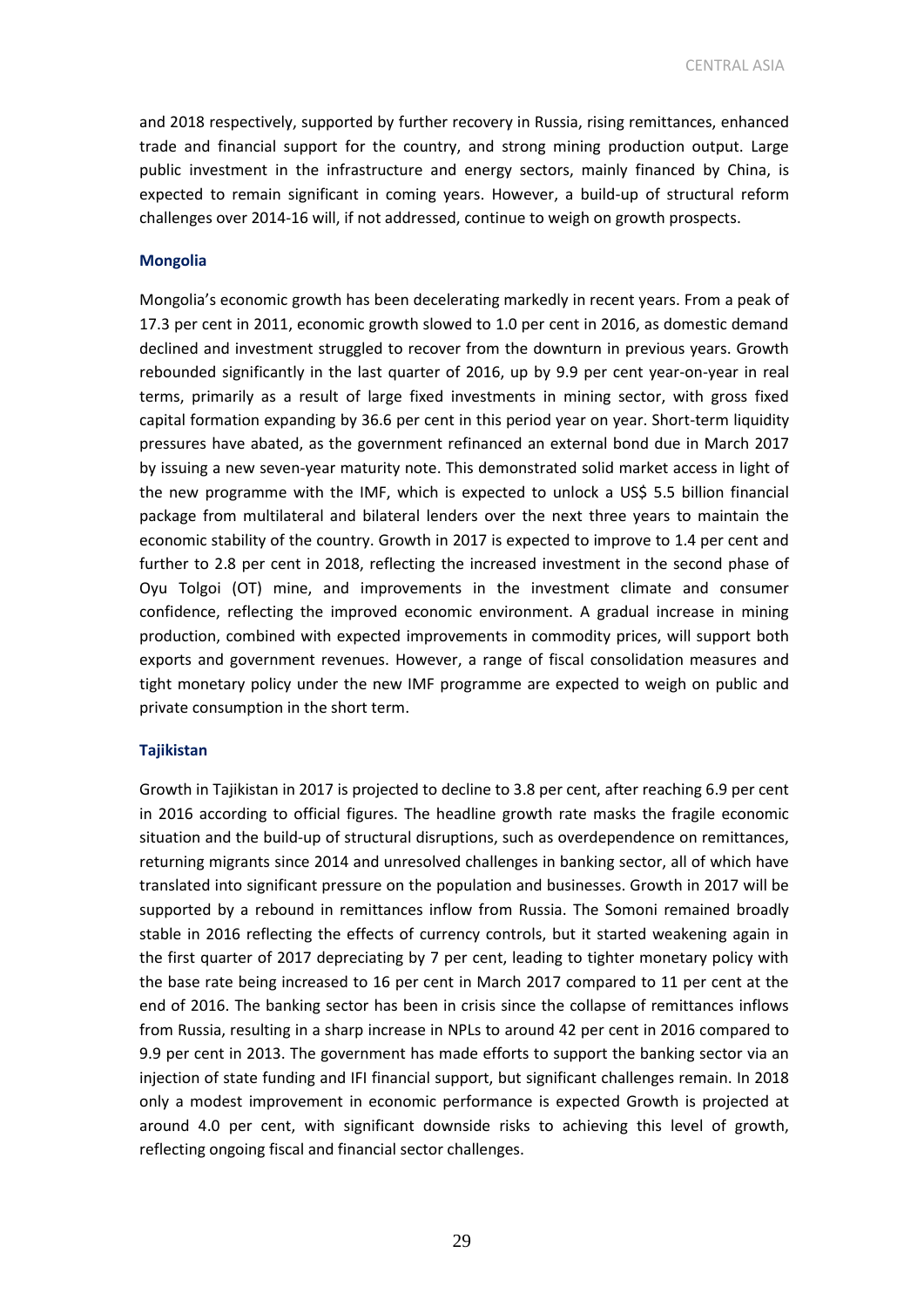and 2018 respectively, supported by further recovery in Russia, rising remittances, enhanced trade and financial support for the country, and strong mining production output. Large public investment in the infrastructure and energy sectors, mainly financed by China, is expected to remain significant in coming years. However, a build-up of structural reform challenges over 2014-16 will, if not addressed, continue to weigh on growth prospects.

### Mongolia

Mongolia's economic growth has been decelerating markedly in recent years. From a peak of 17.3 per cent in 2011, economic growth slowed to 1.0 per cent in 2016, as domestic demand declined and investment struggled to recover from the downturn in previous years. Growth rebounded significantly in the last quarter of 2016, up by 9.9 per cent year-on-year in real terms, primarily as a result of large fixed investments in mining sector, with gross fixed capital formation expanding by 36.6 per cent in this period year on year. Short-term liquidity pressures have abated, as the government refinanced an external bond due in March 2017 by issuing a new seven-year maturity note. This demonstrated solid market access in light of the new programme with the IMF, which is expected to unlock a US$ 5.5 billion financial package from multilateral and bilateral lenders over the next three years to maintain the economic stability of the country. Growth in 2017 is expected to improve to 1.4 per cent and further to 2.8 per cent in 2018, reflecting the increased investment in the second phase of Oyu Tolgoi (OT) mine, and improvements in the investment climate and consumer confidence, reflecting the improved economic environment. A gradual increase in mining production, combined with expected improvements in commodity prices, will support both exports and government revenues. However, a range of fiscal consolidation measures and tight monetary policy under the new IMF programme are expected to weigh on public and private consumption in the short term.

### Tajikistan

Growth in Tajikistan in 2017 is projected to decline to 3.8 per cent, after reaching 6.9 per cent in 2016 according to official figures. The headline growth rate masks the fragile economic situation and the build-up of structural disruptions, such as overdependence on remittances, returning migrants since 2014 and unresolved challenges in banking sector, all of which have translated into significant pressure on the population and businesses. Growth in 2017 will be supported by a rebound in remittances inflow from Russia. The Somoni remained broadly stable in 2016 reflecting the effects of currency controls, but it started weakening again in the first quarter of 2017 depreciating by 7 per cent, leading to tighter monetary policy with the base rate being increased to 16 per cent in March 2017 compared to 11 per cent at the end of 2016. The banking sector has been in crisis since the collapse of remittances inflows from Russia, resulting in a sharp increase in NPLs to around 42 per cent in 2016 compared to 9.9 per cent in 2013. The government has made efforts to support the banking sector via an injection of state funding and IFI financial support, but significant challenges remain. In 2018 only a modest improvement in economic performance is expected Growth is projected at around 4.0 per cent, with significant downside risks to achieving this level of growth, reflecting ongoing fiscal and financial sector challenges.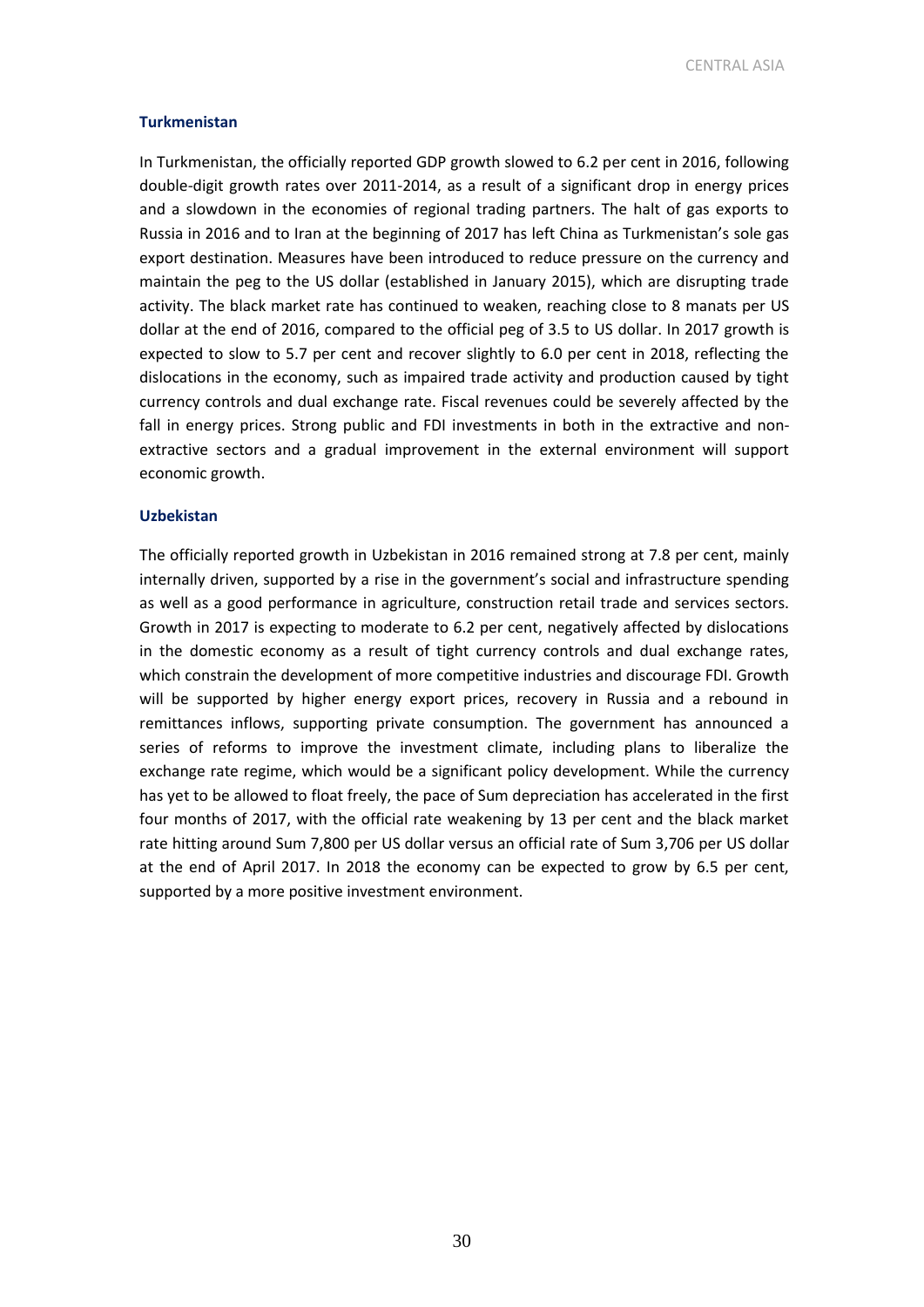### Turkmenistan

In Turkmenistan, the officially reported GDP growth slowed to 6.2 per cent in 2016, following double-digit growth rates over 2011-2014, as a result of a significant drop in energy prices and a slowdown in the economies of regional trading partners. The halt of gas exports to Russia in 2016 and to Iran at the beginning of 2017 has left China as Turkmenistan's sole gas export destination. Measures have been introduced to reduce pressure on the currency and maintain the peg to the US dollar (established in January 2015), which are disrupting trade activity. The black market rate has continued to weaken, reaching close to 8 manats per US dollar at the end of 2016, compared to the official peg of 3.5 to US dollar. In 2017 growth is expected to slow to 5.7 per cent and recover slightly to 6.0 per cent in 2018, reflecting the dislocations in the economy, such as impaired trade activity and production caused by tight currency controls and dual exchange rate. Fiscal revenues could be severely affected by the fall in energy prices. Strong public and FDI investments in both in the extractive and non-extractive sectors and a gradual improvement in the external environment will support economic growth.

### Uzbekistan

The officially reported growth in Uzbekistan in 2016 remained strong at 7.8 per cent, mainly internally driven, supported by a rise in the government's social and infrastructure spending as well as a good performance in agriculture, construction retail trade and services sectors. Growth in 2017 is expecting to moderate to 6.2 per cent, negatively affected by dislocations in the domestic economy as a result of tight currency controls and dual exchange rates, which constrain the development of more competitive industries and discourage FDI. Growth will be supported by higher energy export prices, recovery in Russia and a rebound in remittances inflows, supporting private consumption. The government has announced a series of reforms to improve the investment climate, including plans to liberalize the exchange rate regime, which would be a significant policy development. While the currency has yet to be allowed to float freely, the pace of Sum depreciation has accelerated in the first four months of 2017, with the official rate weakening by 13 per cent and the black market rate hitting around Sum 7,800 per US dollar versus an official rate of Sum 3,706 per US dollar at the end of April 2017. In 2018 the economy can be expected to grow by 6.5 per cent, supported by a more positive investment environment.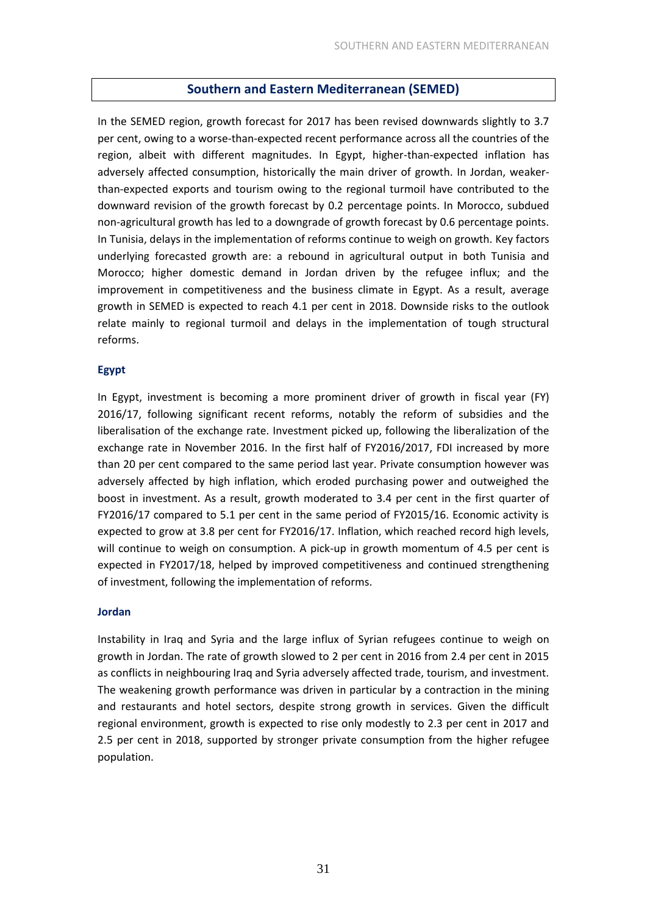## Southern and Eastern Mediterranean (SEMED)

In the SEMED region, growth forecast for 2017 has been revised downwards slightly to 3.7 per cent, owing to a worse-than-expected recent performance across all the countries of the region, albeit with different magnitudes. In Egypt, higher-than-expected inflation has adversely affected consumption, historically the main driver of growth. In Jordan, weaker-than-expected exports and tourism owing to the regional turmoil have contributed to the downward revision of the growth forecast by 0.2 percentage points. In Morocco, subdued non-agricultural growth has led to a downgrade of growth forecast by 0.6 percentage points. In Tunisia, delays in the implementation of reforms continue to weigh on growth. Key factors underlying forecasted growth are: a rebound in agricultural output in both Tunisia and Morocco; higher domestic demand in Jordan driven by the refugee influx; and the improvement in competitiveness and the business climate in Egypt. As a result, average growth in SEMED is expected to reach 4.1 per cent in 2018. Downside risks to the outlook relate mainly to regional turmoil and delays in the implementation of tough structural reforms.

### Egypt

In Egypt, investment is becoming a more prominent driver of growth in fiscal year (FY) 2016/17, following significant recent reforms, notably the reform of subsidies and the liberalisation of the exchange rate. Investment picked up, following the liberalization of the exchange rate in November 2016. In the first half of FY2016/2017, FDI increased by more than 20 per cent compared to the same period last year. Private consumption however was adversely affected by high inflation, which eroded purchasing power and outweighed the boost in investment. As a result, growth moderated to 3.4 per cent in the first quarter of FY2016/17 compared to 5.1 per cent in the same period of FY2015/16. Economic activity is expected to grow at 3.8 per cent for FY2016/17. Inflation, which reached record high levels, will continue to weigh on consumption. A pick-up in growth momentum of 4.5 per cent is expected in FY2017/18, helped by improved competitiveness and continued strengthening of investment, following the implementation of reforms.

### Jordan

Instability in Iraq and Syria and the large influx of Syrian refugees continue to weigh on growth in Jordan. The rate of growth slowed to 2 per cent in 2016 from 2.4 per cent in 2015 as conflicts in neighbouring Iraq and Syria adversely affected trade, tourism, and investment. The weakening growth performance was driven in particular by a contraction in the mining and restaurants and hotel sectors, despite strong growth in services. Given the difficult regional environment, growth is expected to rise only modestly to 2.3 per cent in 2017 and 2.5 per cent in 2018, supported by stronger private consumption from the higher refugee population.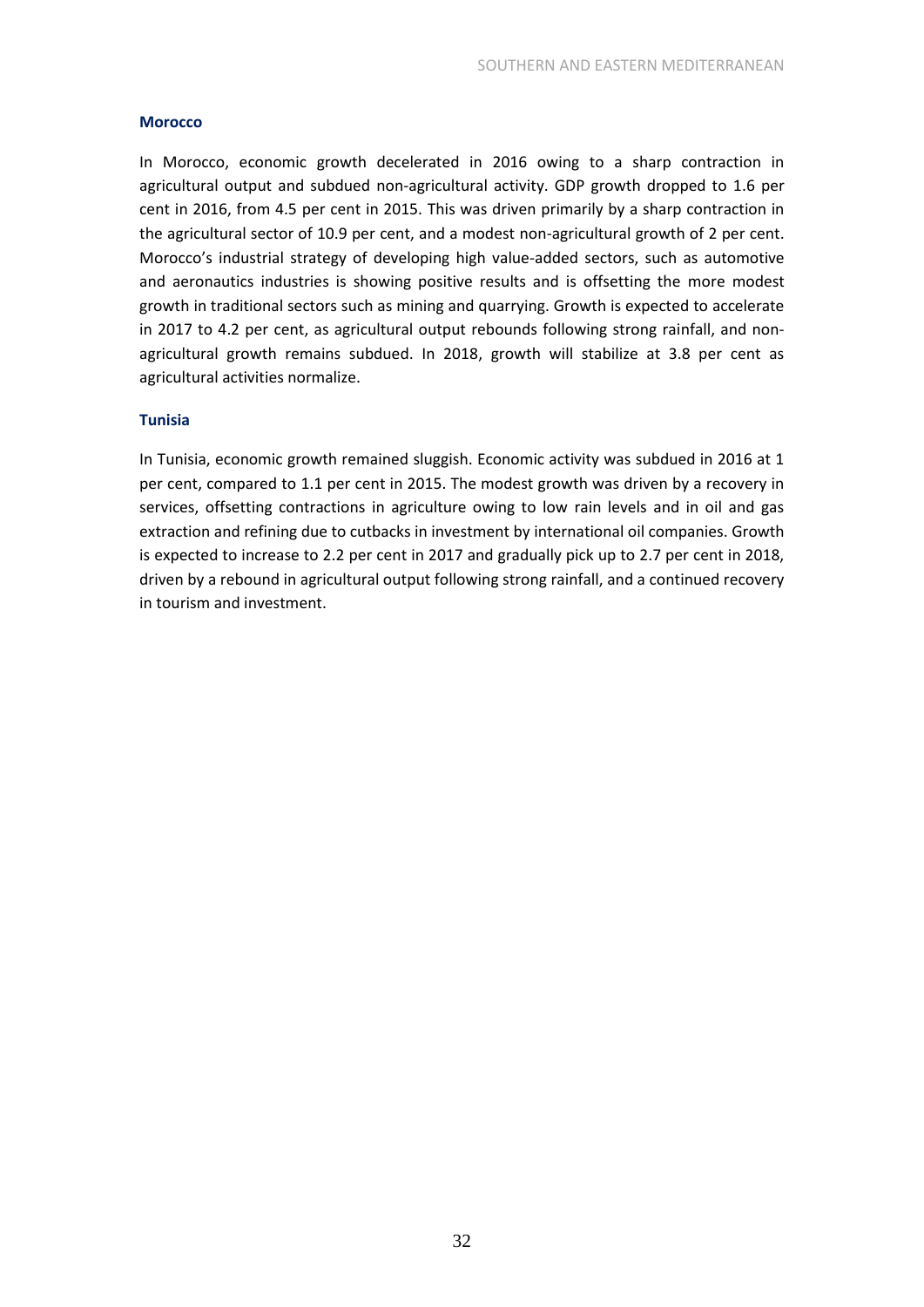### Morocco

In Morocco, economic growth decelerated in 2016 owing to a sharp contraction in agricultural output and subdued non-agricultural activity. GDP growth dropped to 1.6 per cent in 2016, from 4.5 per cent in 2015. This was driven primarily by a sharp contraction in the agricultural sector of 10.9 per cent, and a modest non-agricultural growth of 2 per cent. Morocco's industrial strategy of developing high value-added sectors, such as automotive and aeronautics industries is showing positive results and is offsetting the more modest growth in traditional sectors such as mining and quarrying. Growth is expected to accelerate in 2017 to 4.2 per cent, as agricultural output rebounds following strong rainfall, and non-agricultural growth remains subdued. In 2018, growth will stabilize at 3.8 per cent as agricultural activities normalize.

### Tunisia

In Tunisia, economic growth remained sluggish. Economic activity was subdued in 2016 at 1 per cent, compared to 1.1 per cent in 2015. The modest growth was driven by a recovery in services, offsetting contractions in agriculture owing to low rain levels and in oil and gas extraction and refining due to cutbacks in investment by international oil companies. Growth is expected to increase to 2.2 per cent in 2017 and gradually pick up to 2.7 per cent in 2018, driven by a rebound in agricultural output following strong rainfall, and a continued recovery in tourism and investment.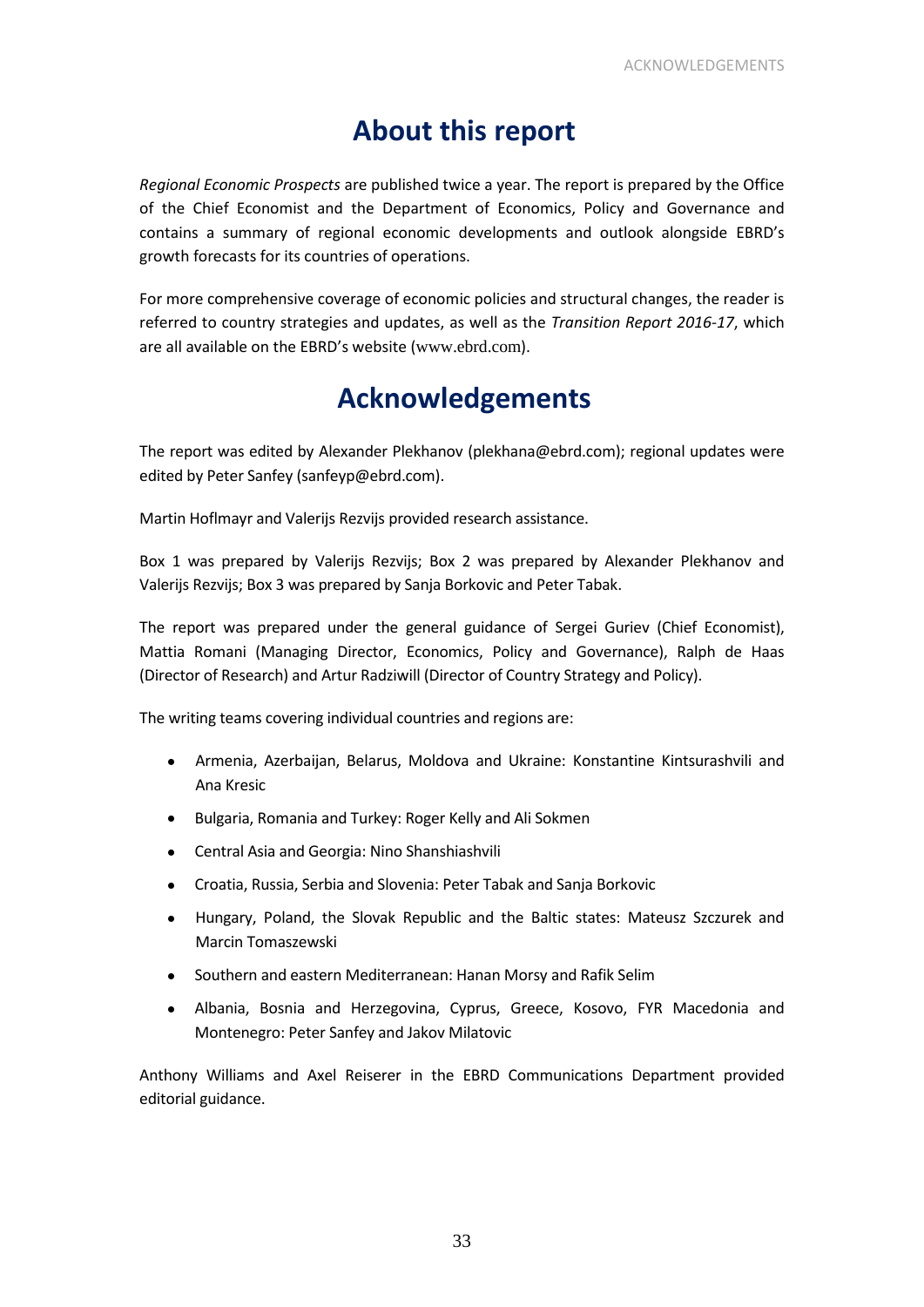# About this report

*Regional Economic Prospects* are published twice a year. The report is prepared by the Office of the Chief Economist and the Department of Economics, Policy and Governance and contains a summary of regional economic developments and outlook alongside EBRD's growth forecasts for its countries of operations.

For more comprehensive coverage of economic policies and structural changes, the reader is referred to country strategies and updates, as well as the *Transition Report 2016-17*, which are all available on the EBRD's website (www.ebrd.com).

# Acknowledgements

The report was edited by Alexander Plekhanov (plekhana@ebrd.com); regional updates were edited by Peter Sanfey (sanfeyp@ebrd.com).

Martin Hoflmayr and Valerijs Rezvijs provided research assistance.

Box 1 was prepared by Valerijs Rezvijs; Box 2 was prepared by Alexander Plekhanov and Valerijs Rezvijs; Box 3 was prepared by Sanja Borkovic and Peter Tabak.

The report was prepared under the general guidance of Sergei Guriev (Chief Economist), Mattia Romani (Managing Director, Economics, Policy and Governance), Ralph de Haas (Director of Research) and Artur Radziwill (Director of Country Strategy and Policy).

The writing teams covering individual countries and regions are:

- Armenia, Azerbaijan, Belarus, Moldova and Ukraine: Konstantine Kintsurashvili and Ana Kresic
- Bulgaria, Romania and Turkey: Roger Kelly and Ali Sokmen
- Central Asia and Georgia: Nino Shanshiashvili
- Croatia, Russia, Serbia and Slovenia: Peter Tabak and Sanja Borkovic
- Hungary, Poland, the Slovak Republic and the Baltic states: Mateusz Szczurek and Marcin Tomaszewski
- Southern and eastern Mediterranean: Hanan Morsy and Rafik Selim
- Albania, Bosnia and Herzegovina, Cyprus, Greece, Kosovo, FYR Macedonia and Montenegro: Peter Sanfey and Jakov Milatovic

Anthony Williams and Axel Reiserer in the EBRD Communications Department provided editorial guidance.